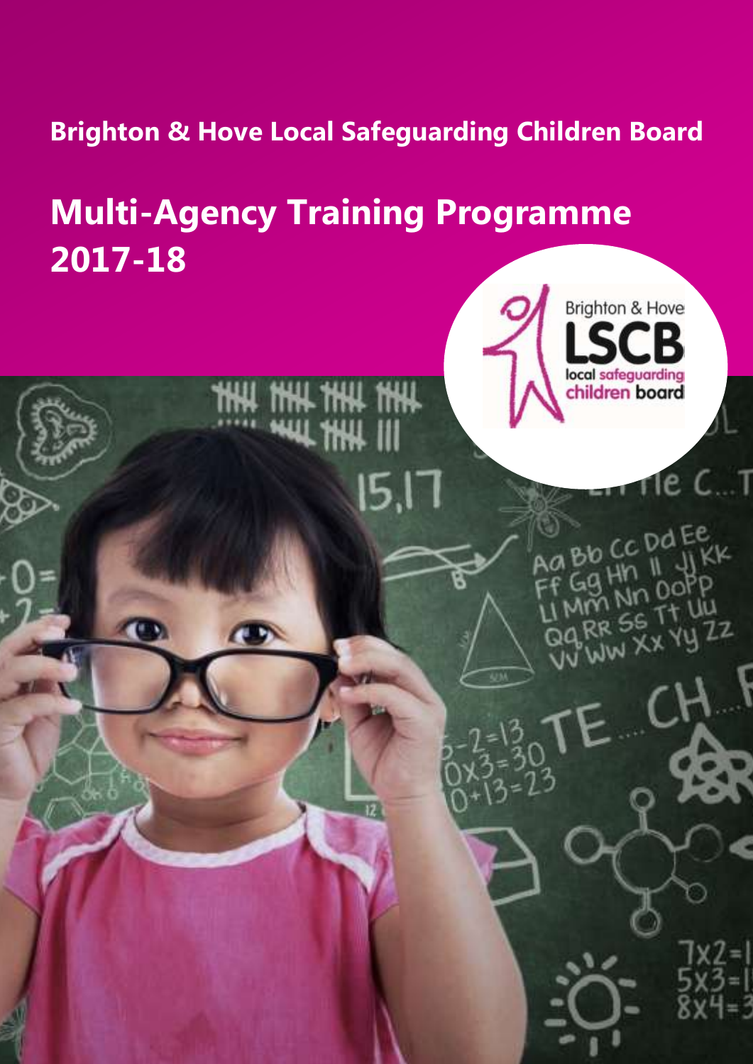**Brighton & Hove Local Safeguarding Children Board**

# Multi-Agency Training Programme 2017-18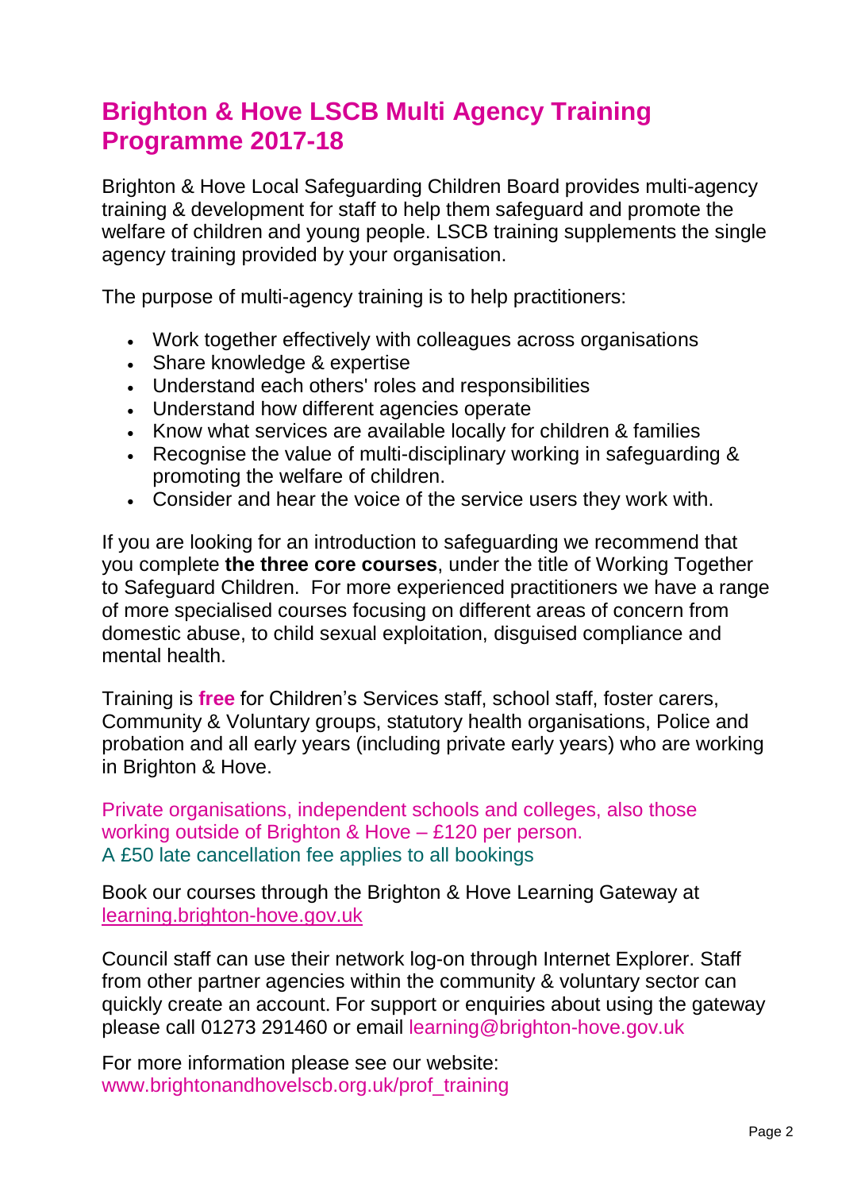# Brighton & Hove LSCB Multi Agency Training Programme 2017-18

Brighton & Hove Local Safeguarding Children Board provides multi-agency training & development for staff to help them safeguard and promote the welfare of children and young people. LSCB training supplements the single agency training provided by your organisation.

The purpose of multi-agency training is to help practitioners:

- Work together effectively with colleagues across organisations
- Share knowledge & expertise
- Understand each others' roles and responsibilities
- Understand how different agencies operate
- Know what services are available locally for children & families
- Recognise the value of multi-disciplinary working in safeguarding & promoting the welfare of children.
- Consider and hear the voice of the service users they work with.

If you are looking for an introduction to safeguarding we recommend that you complete **the three core courses**, under the title of Working Together to Safeguard Children. For more experienced practitioners we have a range of more specialised courses focusing on different areas of concern from domestic abuse, to child sexual exploitation, disguised compliance and mental health.

Training is **free** for Children's Services staff, school staff, foster carers, Community & Voluntary groups, statutory health organisations, Police and probation and all early years (including private early years) who are working in Brighton & Hove.

Private organisations, independent schools and colleges, also those working outside of Brighton & Hove – £120 per person.
A £50 late cancellation fee applies to all bookings

Book our courses through the Brighton & Hove Learning Gateway at [learning.brighton-hove.gov.uk](learning.brighton-hove.gov.uk)

Council staff can use their network log-on through Internet Explorer. Staff from other partner agencies within the community & voluntary sector can quickly create an account. For support or enquiries about using the gateway please call 01273 291460 or email learning@brighton-hove.gov.uk

For more information please see our website:
www.brightonandhovelscb.org.uk/prof_training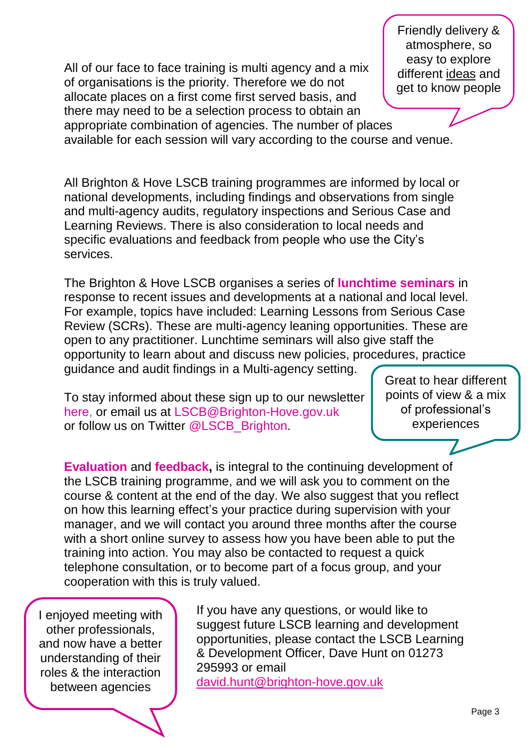All of our face to face training is multi agency and a mix of organisations is the priority. Therefore we do not allocate places on a first come first served basis, and there may need to be a selection process to obtain an appropriate combination of agencies. The number of places available for each session will vary according to the course and venue.

> Friendly delivery & atmosphere, so easy to explore different ideas and get to know people

All Brighton & Hove LSCB training programmes are informed by local or national developments, including findings and observations from single and multi-agency audits, regulatory inspections and Serious Case and Learning Reviews. There is also consideration to local needs and specific evaluations and feedback from people who use the City's services.

The Brighton & Hove LSCB organises a series of **lunchtime seminars** in response to recent issues and developments at a national and local level. For example, topics have included: Learning Lessons from Serious Case Review (SCRs). These are multi-agency leaning opportunities. These are open to any practitioner. Lunchtime seminars will also give staff the opportunity to learn about and discuss new policies, procedures, practice guidance and audit findings in a Multi-agency setting.

To stay informed about these sign up to our newsletter here, or email us at LSCB@Brighton-Hove.gov.uk or follow us on Twitter @LSCB_Brighton.

> Great to hear different points of view & a mix of professional's experiences

**Evaluation** and **feedback,** is integral to the continuing development of the LSCB training programme, and we will ask you to comment on the course & content at the end of the day. We also suggest that you reflect on how this learning effect's your practice during supervision with your manager, and we will contact you around three months after the course with a short online survey to assess how you have been able to put the training into action. You may also be contacted to request a quick telephone consultation, or to become part of a focus group, and your cooperation with this is truly valued.

> I enjoyed meeting with other professionals, and now have a better understanding of their roles & the interaction between agencies

If you have any questions, or would like to suggest future LSCB learning and development opportunities, please contact the LSCB Learning & Development Officer, Dave Hunt on 01273 295993 or email david.hunt@brighton-hove.gov.uk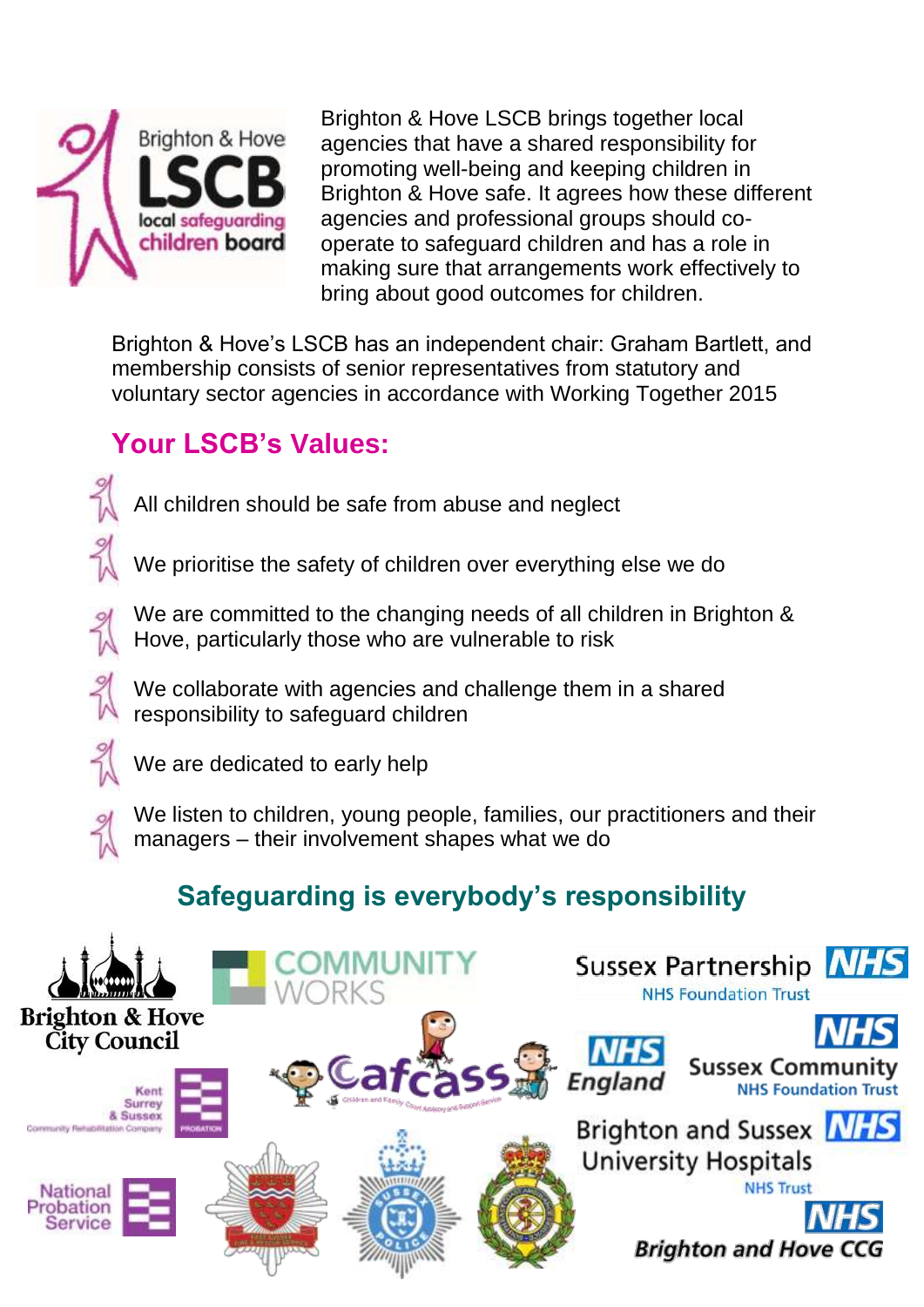Brighton & Hove LSCB brings together local agencies that have a shared responsibility for promoting well-being and keeping children in Brighton & Hove safe. It agrees how these different agencies and professional groups should co-operate to safeguard children and has a role in making sure that arrangements work effectively to bring about good outcomes for children.

Brighton & Hove's LSCB has an independent chair: Graham Bartlett, and membership consists of senior representatives from statutory and voluntary sector agencies in accordance with Working Together 2015

## Your LSCB's Values:

- All children should be safe from abuse and neglect
- We prioritise the safety of children over everything else we do
- We are committed to the changing needs of all children in Brighton & Hove, particularly those who are vulnerable to risk
- We collaborate with agencies and challenge them in a shared responsibility to safeguard children
- We are dedicated to early help
- We listen to children, young people, families, our practitioners and their managers – their involvement shapes what we do

## Safeguarding is everybody's responsibility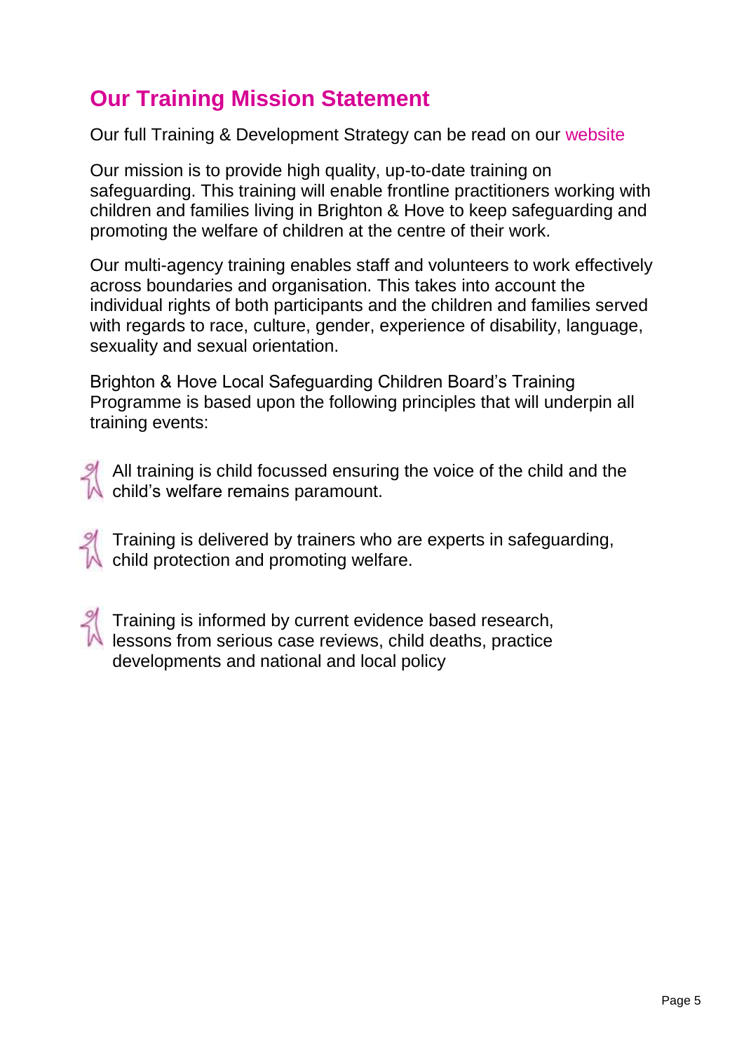## Our Training Mission Statement

Our full Training & Development Strategy can be read on our website

Our mission is to provide high quality, up-to-date training on safeguarding. This training will enable frontline practitioners working with children and families living in Brighton & Hove to keep safeguarding and promoting the welfare of children at the centre of their work.

Our multi-agency training enables staff and volunteers to work effectively across boundaries and organisation. This takes into account the individual rights of both participants and the children and families served with regards to race, culture, gender, experience of disability, language, sexuality and sexual orientation.

Brighton & Hove Local Safeguarding Children Board's Training Programme is based upon the following principles that will underpin all training events:

- All training is child focussed ensuring the voice of the child and the child's welfare remains paramount.
- Training is delivered by trainers who are experts in safeguarding, child protection and promoting welfare.
- Training is informed by current evidence based research, lessons from serious case reviews, child deaths, practice developments and national and local policy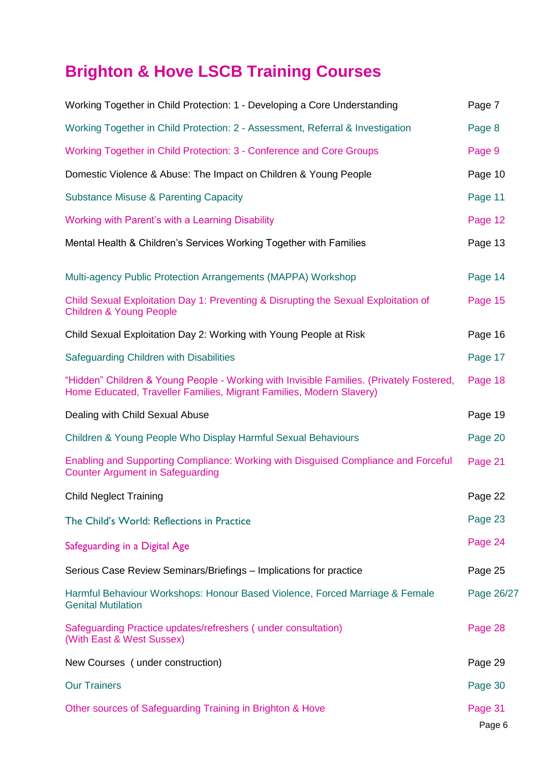# Brighton & Hove LSCB Training Courses

| | |
|---|---|
| Working Together in Child Protection: 1 - Developing a Core Understanding | Page 7 |
| Working Together in Child Protection: 2 - Assessment, Referral & Investigation | Page 8 |
| Working Together in Child Protection: 3 - Conference and Core Groups | Page 9 |
| Domestic Violence & Abuse: The Impact on Children & Young People | Page 10 |
| Substance Misuse & Parenting Capacity | Page 11 |
| Working with Parent's with a Learning Disability | Page 12 |
| Mental Health & Children's Services Working Together with Families | Page 13 |
| Multi-agency Public Protection Arrangements (MAPPA) Workshop | Page 14 |
| Child Sexual Exploitation Day 1: Preventing & Disrupting the Sexual Exploitation of Children & Young People | Page 15 |
| Child Sexual Exploitation Day 2: Working with Young People at Risk | Page 16 |
| Safeguarding Children with Disabilities | Page 17 |
| "Hidden" Children & Young People - Working with Invisible Families. (Privately Fostered, Home Educated, Traveller Families, Migrant Families, Modern Slavery) | Page 18 |
| Dealing with Child Sexual Abuse | Page 19 |
| Children & Young People Who Display Harmful Sexual Behaviours | Page 20 |
| Enabling and Supporting Compliance: Working with Disguised Compliance and Forceful Counter Argument in Safeguarding | Page 21 |
| Child Neglect Training | Page 22 |
| The Child's World: Reflections in Practice | Page 23 |
| Safeguarding in a Digital Age | Page 24 |
| Serious Case Review Seminars/Briefings – Implications for practice | Page 25 |
| Harmful Behaviour Workshops: Honour Based Violence, Forced Marriage & Female Genital Mutilation | Page 26/27 |
| Safeguarding Practice updates/refreshers ( under consultation) (With East & West Sussex) | Page 28 |
| New Courses ( under construction) | Page 29 |
| Our Trainers | Page 30 |
| Other sources of Safeguarding Training in Brighton & Hove | Page 31 |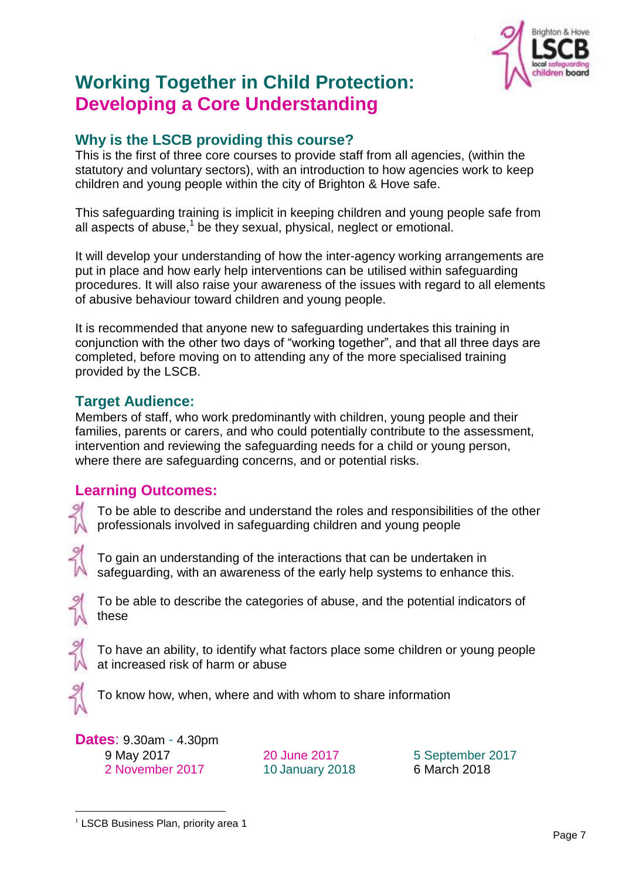# Working Together in Child Protection: Developing a Core Understanding

## Why is the LSCB providing this course?

This is the first of three core courses to provide staff from all agencies, (within the statutory and voluntary sectors), with an introduction to how agencies work to keep children and young people within the city of Brighton & Hove safe.

This safeguarding training is implicit in keeping children and young people safe from all aspects of abuse,[1] be they sexual, physical, neglect or emotional.

It will develop your understanding of how the inter-agency working arrangements are put in place and how early help interventions can be utilised within safeguarding procedures. It will also raise your awareness of the issues with regard to all elements of abusive behaviour toward children and young people.

It is recommended that anyone new to safeguarding undertakes this training in conjunction with the other two days of "working together", and that all three days are completed, before moving on to attending any of the more specialised training provided by the LSCB.

## Target Audience:

Members of staff, who work predominantly with children, young people and their families, parents or carers, and who could potentially contribute to the assessment, intervention and reviewing the safeguarding needs for a child or young person, where there are safeguarding concerns, and or potential risks.

## Learning Outcomes:

- To be able to describe and understand the roles and responsibilities of the other professionals involved in safeguarding children and young people
- To gain an understanding of the interactions that can be undertaken in safeguarding, with an awareness of the early help systems to enhance this.
- To be able to describe the categories of abuse, and the potential indicators of these
- To have an ability, to identify what factors place some children or young people at increased risk of harm or abuse
- To know how, when, where and with whom to share information

**Dates**: 9.30am - 4.30pm

| | | |
|---|---|---|
| 9 May 2017 | 20 June 2017 | 5 September 2017 |
| 2 November 2017 | 10 January 2018 | 6 March 2018 |

[1] LSCB Business Plan, priority area 1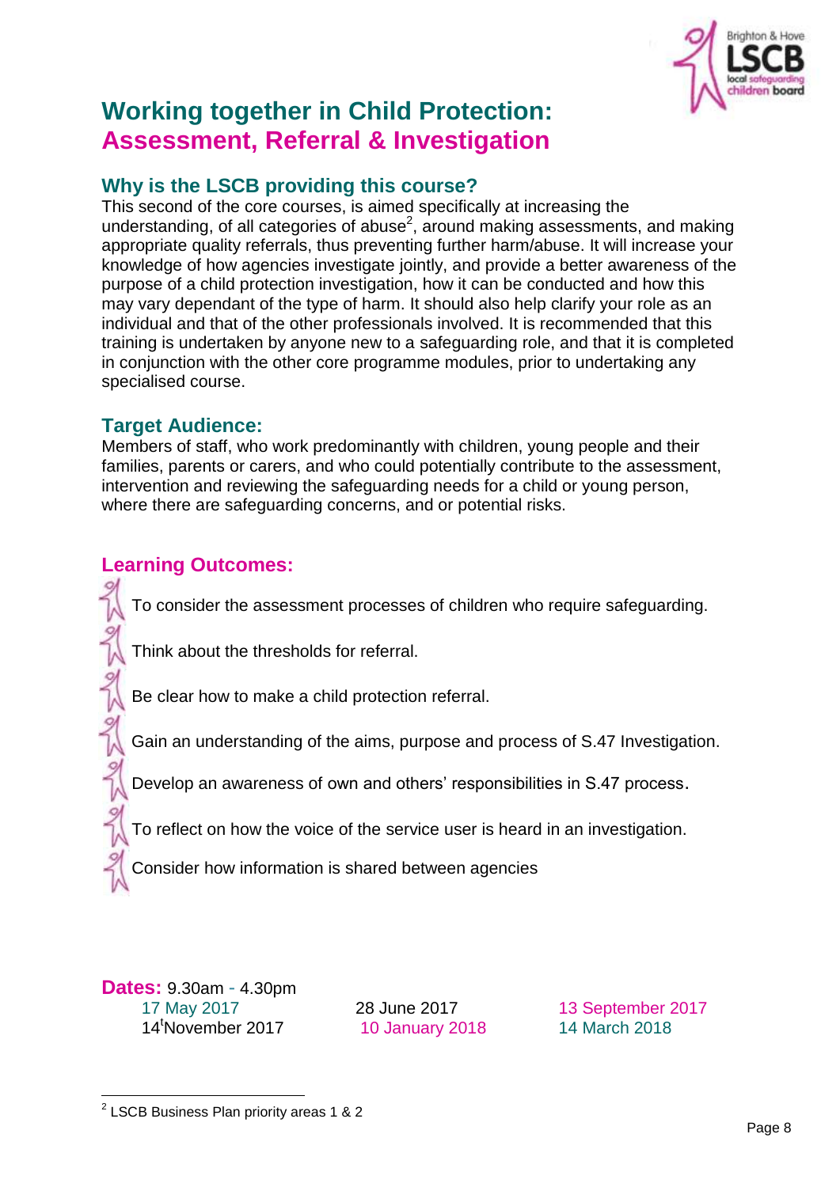# Working together in Child Protection: Assessment, Referral & Investigation

## Why is the LSCB providing this course?

This second of the core courses, is aimed specifically at increasing the understanding, of all categories of abuse[2], around making assessments, and making appropriate quality referrals, thus preventing further harm/abuse. It will increase your knowledge of how agencies investigate jointly, and provide a better awareness of the purpose of a child protection investigation, how it can be conducted and how this may vary dependant of the type of harm. It should also help clarify your role as an individual and that of the other professionals involved. It is recommended that this training is undertaken by anyone new to a safeguarding role, and that it is completed in conjunction with the other core programme modules, prior to undertaking any specialised course.

## Target Audience:

Members of staff, who work predominantly with children, young people and their families, parents or carers, and who could potentially contribute to the assessment, intervention and reviewing the safeguarding needs for a child or young person, where there are safeguarding concerns, and or potential risks.

## Learning Outcomes:

- To consider the assessment processes of children who require safeguarding.
- Think about the thresholds for referral.
- Be clear how to make a child protection referral.
- Gain an understanding of the aims, purpose and process of S.47 Investigation.
- Develop an awareness of own and others' responsibilities in S.47 process.
- To reflect on how the voice of the service user is heard in an investigation.
- Consider how information is shared between agencies

**Dates:** 9.30am - 4.30pm

| | | |
|---|---|---|
| 17 May 2017 | 28 June 2017 | 13 September 2017 |
| 14[t]November 2017 | 10 January 2018 | 14 March 2018 |

[2] LSCB Business Plan priority areas 1 & 2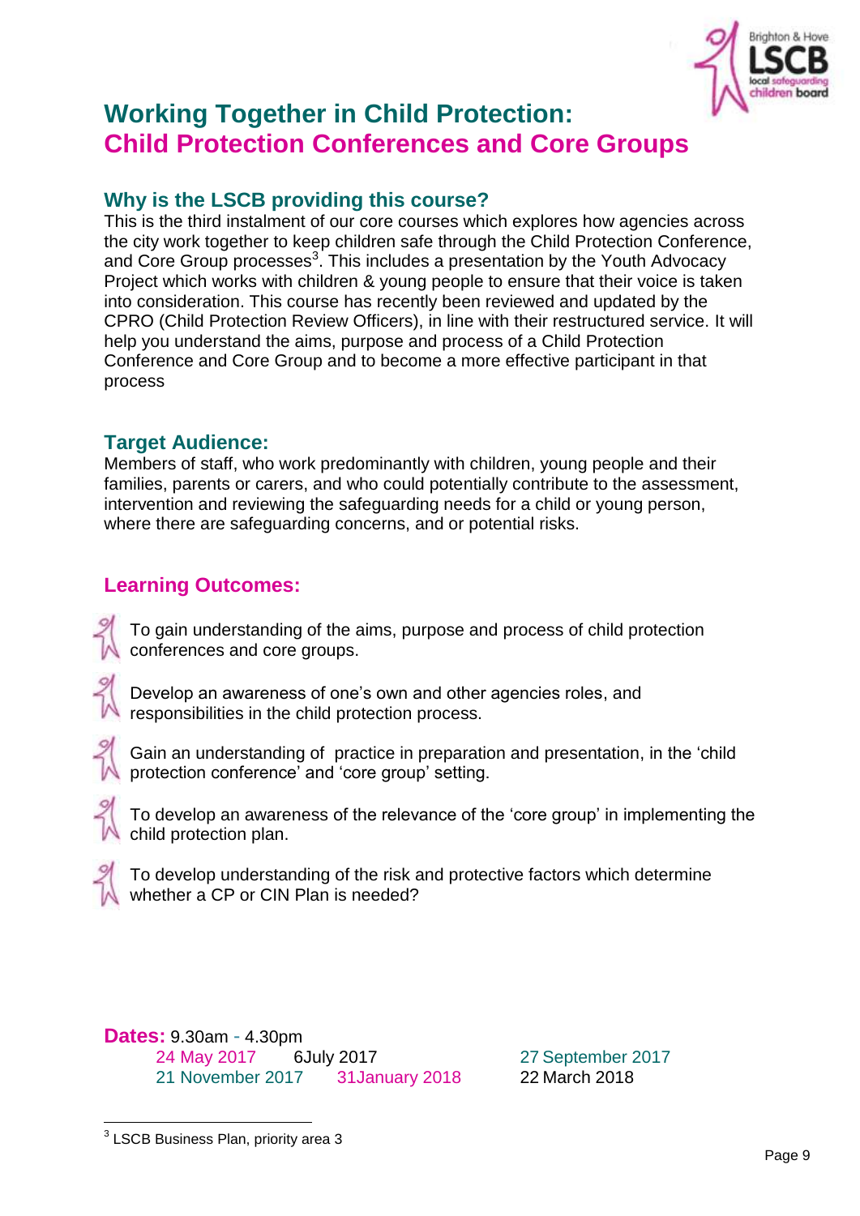# Working Together in Child Protection: Child Protection Conferences and Core Groups

## Why is the LSCB providing this course?

This is the third instalment of our core courses which explores how agencies across the city work together to keep children safe through the Child Protection Conference, and Core Group processes[3]. This includes a presentation by the Youth Advocacy Project which works with children & young people to ensure that their voice is taken into consideration. This course has recently been reviewed and updated by the CPRO (Child Protection Review Officers), in line with their restructured service. It will help you understand the aims, purpose and process of a Child Protection Conference and Core Group and to become a more effective participant in that process

## Target Audience:

Members of staff, who work predominantly with children, young people and their families, parents or carers, and who could potentially contribute to the assessment, intervention and reviewing the safeguarding needs for a child or young person, where there are safeguarding concerns, and or potential risks.

## Learning Outcomes:

- To gain understanding of the aims, purpose and process of child protection conferences and core groups.
- Develop an awareness of one's own and other agencies roles, and responsibilities in the child protection process.
- Gain an understanding of practice in preparation and presentation, in the 'child protection conference' and 'core group' setting.
- To develop an awareness of the relevance of the 'core group' in implementing the child protection plan.
- To develop understanding of the risk and protective factors which determine whether a CP or CIN Plan is needed?

**Dates:** 9.30am - 4.30pm

24 May 2017 | 6July 2017 | 27 September 2017
21 November 2017 | 31January 2018 | 22 March 2018

[3] LSCB Business Plan, priority area 3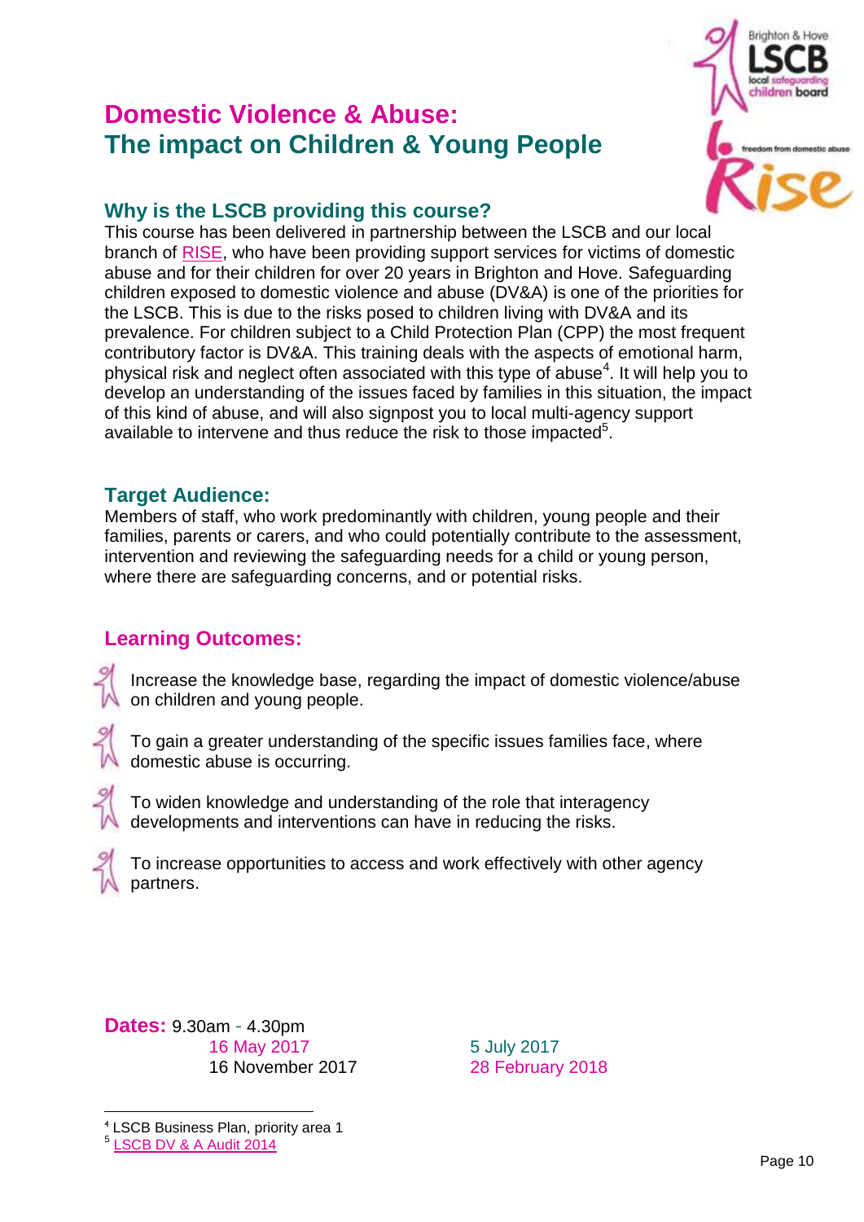# Domestic Violence & Abuse: The impact on Children & Young People

## Why is the LSCB providing this course?

This course has been delivered in partnership between the LSCB and our local branch of RISE, who have been providing support services for victims of domestic abuse and for their children for over 20 years in Brighton and Hove. Safeguarding children exposed to domestic violence and abuse (DV&A) is one of the priorities for the LSCB. This is due to the risks posed to children living with DV&A and its prevalence. For children subject to a Child Protection Plan (CPP) the most frequent contributory factor is DV&A. This training deals with the aspects of emotional harm, physical risk and neglect often associated with this type of abuse[4]. It will help you to develop an understanding of the issues faced by families in this situation, the impact of this kind of abuse, and will also signpost you to local multi-agency support available to intervene and thus reduce the risk to those impacted[5].

## Target Audience:

Members of staff, who work predominantly with children, young people and their families, parents or carers, and who could potentially contribute to the assessment, intervention and reviewing the safeguarding needs for a child or young person, where there are safeguarding concerns, and or potential risks.

## Learning Outcomes:

- Increase the knowledge base, regarding the impact of domestic violence/abuse on children and young people.
- To gain a greater understanding of the specific issues families face, where domestic abuse is occurring.
- To widen knowledge and understanding of the role that interagency developments and interventions can have in reducing the risks.
- To increase opportunities to access and work effectively with other agency partners.

**Dates:** 9.30am - 4.30pm

16 May 2017
5 July 2017
16 November 2017
28 February 2018

[4] LSCB Business Plan, priority area 1
[5] LSCB DV & A Audit 2014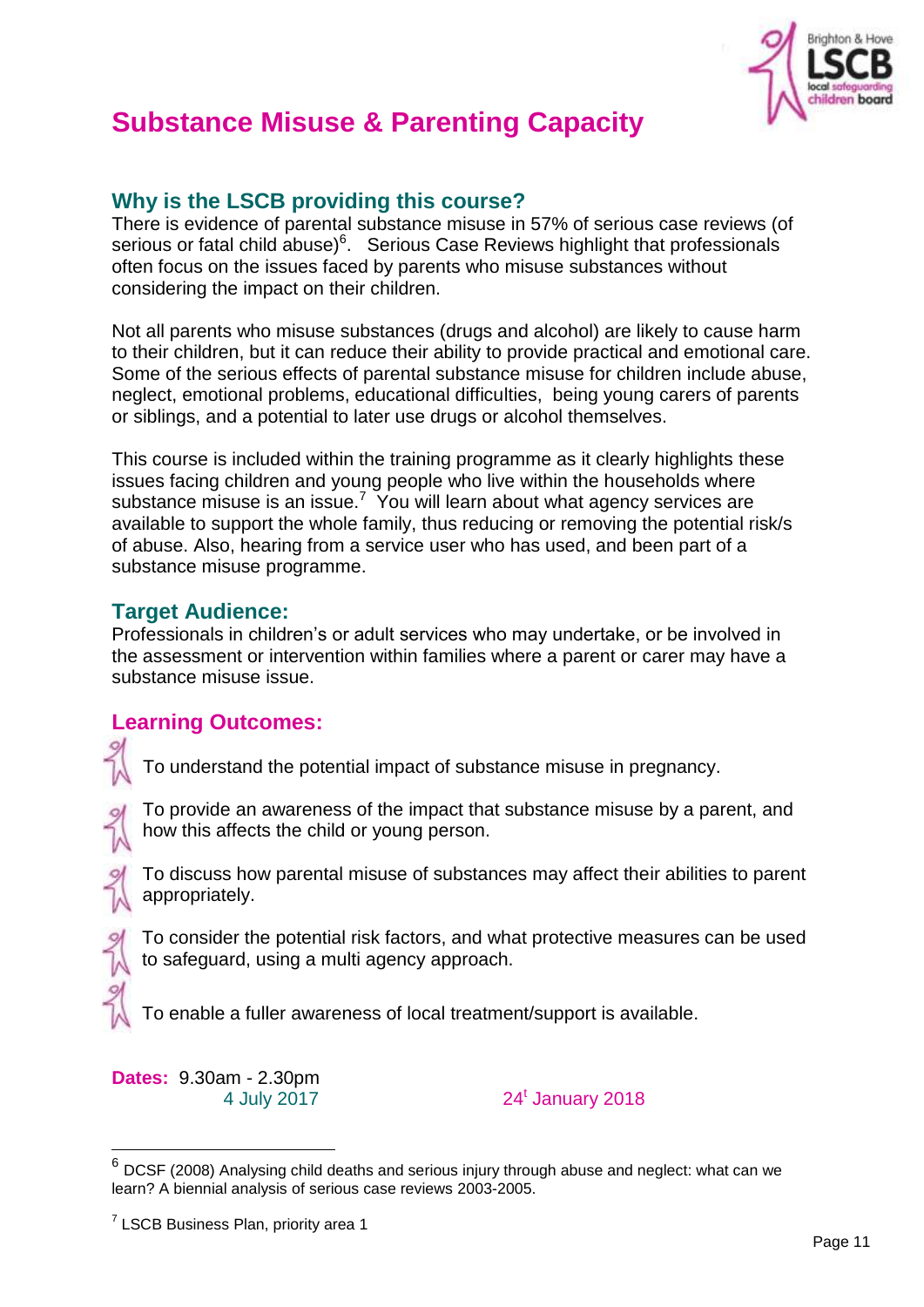# Substance Misuse & Parenting Capacity

## Why is the LSCB providing this course?

There is evidence of parental substance misuse in 57% of serious case reviews (of serious or fatal child abuse)[6]. Serious Case Reviews highlight that professionals often focus on the issues faced by parents who misuse substances without considering the impact on their children.

Not all parents who misuse substances (drugs and alcohol) are likely to cause harm to their children, but it can reduce their ability to provide practical and emotional care. Some of the serious effects of parental substance misuse for children include abuse, neglect, emotional problems, educational difficulties, being young carers of parents or siblings, and a potential to later use drugs or alcohol themselves.

This course is included within the training programme as it clearly highlights these issues facing children and young people who live within the households where substance misuse is an issue.[7] You will learn about what agency services are available to support the whole family, thus reducing or removing the potential risk/s of abuse. Also, hearing from a service user who has used, and been part of a substance misuse programme.

## Target Audience:

Professionals in children's or adult services who may undertake, or be involved in the assessment or intervention within families where a parent or carer may have a substance misuse issue.

## Learning Outcomes:

- To understand the potential impact of substance misuse in pregnancy.
- To provide an awareness of the impact that substance misuse by a parent, and how this affects the child or young person.
- To discuss how parental misuse of substances may affect their abilities to parent appropriately.
- To consider the potential risk factors, and what protective measures can be used to safeguard, using a multi agency approach.
- To enable a fuller awareness of local treatment/support is available.

**Dates:** 9.30am - 2.30pm

4 July 2017 &nbsp;&nbsp;&nbsp;&nbsp; 24[t] January 2018

---

[6] DCSF (2008) Analysing child deaths and serious injury through abuse and neglect: what can we learn? A biennial analysis of serious case reviews 2003-2005.

[7] LSCB Business Plan, priority area 1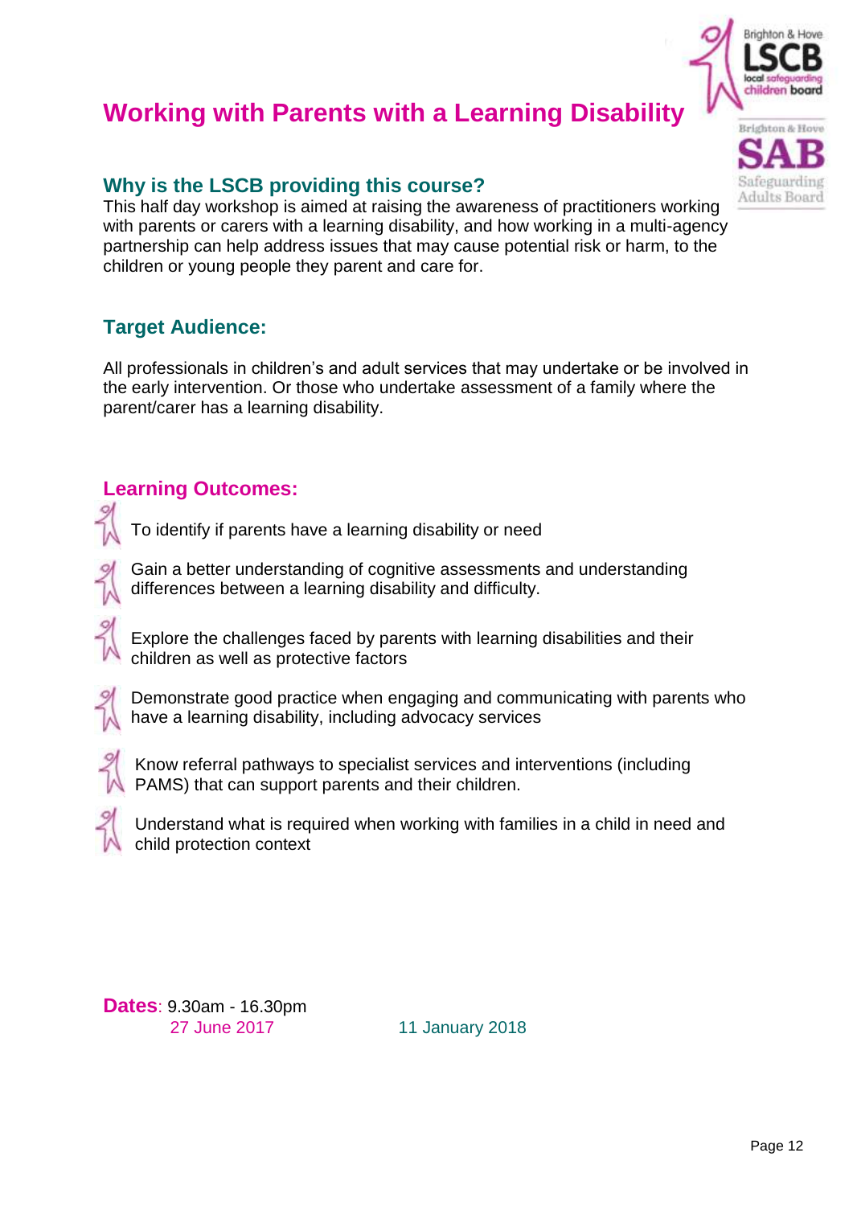# Working with Parents with a Learning Disability

## Why is the LSCB providing this course?

This half day workshop is aimed at raising the awareness of practitioners working with parents or carers with a learning disability, and how working in a multi-agency partnership can help address issues that may cause potential risk or harm, to the children or young people they parent and care for.

## Target Audience:

All professionals in children's and adult services that may undertake or be involved in the early intervention. Or those who undertake assessment of a family where the parent/carer has a learning disability.

## Learning Outcomes:

- To identify if parents have a learning disability or need
- Gain a better understanding of cognitive assessments and understanding differences between a learning disability and difficulty.
- Explore the challenges faced by parents with learning disabilities and their children as well as protective factors
- Demonstrate good practice when engaging and communicating with parents who have a learning disability, including advocacy services
- Know referral pathways to specialist services and interventions (including PAMS) that can support parents and their children.
- Understand what is required when working with families in a child in need and child protection context

**Dates**: 9.30am - 16.30pm

27 June 2017

11 January 2018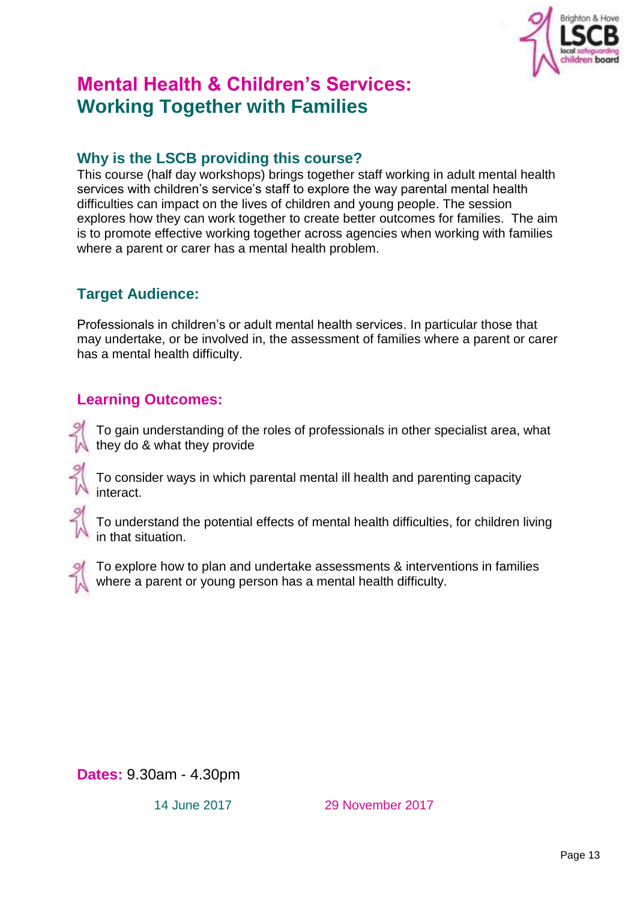# Mental Health & Children's Services: Working Together with Families

## Why is the LSCB providing this course?

This course (half day workshops) brings together staff working in adult mental health services with children's service's staff to explore the way parental mental health difficulties can impact on the lives of children and young people. The session explores how they can work together to create better outcomes for families. The aim is to promote effective working together across agencies when working with families where a parent or carer has a mental health problem.

## Target Audience:

Professionals in children's or adult mental health services. In particular those that may undertake, or be involved in, the assessment of families where a parent or carer has a mental health difficulty.

## Learning Outcomes:

- To gain understanding of the roles of professionals in other specialist area, what they do & what they provide
- To consider ways in which parental mental ill health and parenting capacity interact.
- To understand the potential effects of mental health difficulties, for children living in that situation.
- To explore how to plan and undertake assessments & interventions in families where a parent or young person has a mental health difficulty.

**Dates:** 9.30am - 4.30pm

14 June 2017    29 November 2017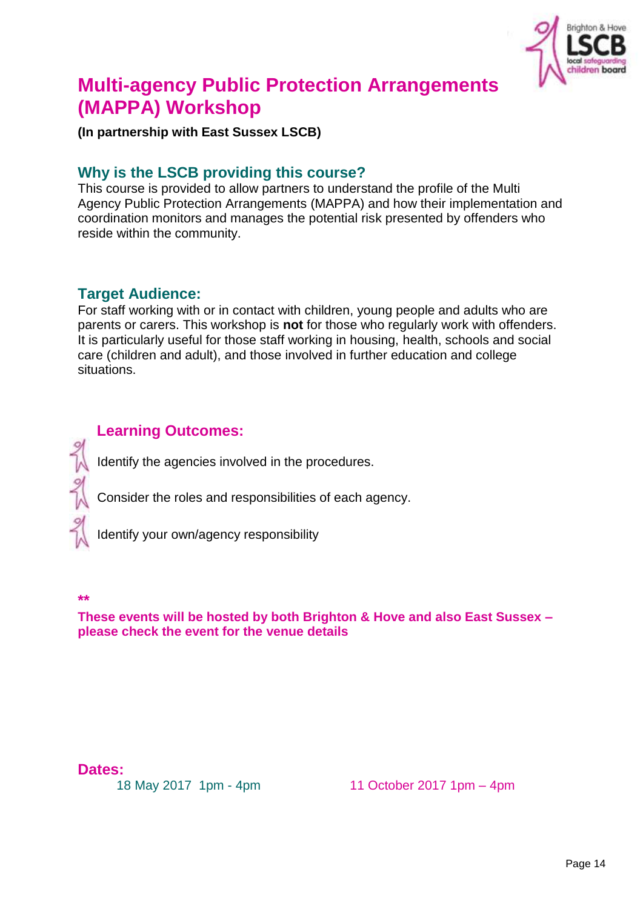# Multi-agency Public Protection Arrangements (MAPPA) Workshop

**(In partnership with East Sussex LSCB)**

## Why is the LSCB providing this course?

This course is provided to allow partners to understand the profile of the Multi Agency Public Protection Arrangements (MAPPA) and how their implementation and coordination monitors and manages the potential risk presented by offenders who reside within the community.

## Target Audience:

For staff working with or in contact with children, young people and adults who are parents or carers. This workshop is **not** for those who regularly work with offenders. It is particularly useful for those staff working in housing, health, schools and social care (children and adult), and those involved in further education and college situations.

## Learning Outcomes:

- Identify the agencies involved in the procedures.
- Consider the roles and responsibilities of each agency.
- Identify your own/agency responsibility

**\*\***

**These events will be hosted by both Brighton & Hove and also East Sussex – please check the event for the venue details**

## Dates:

18 May 2017 1pm - 4pm

11 October 2017 1pm – 4pm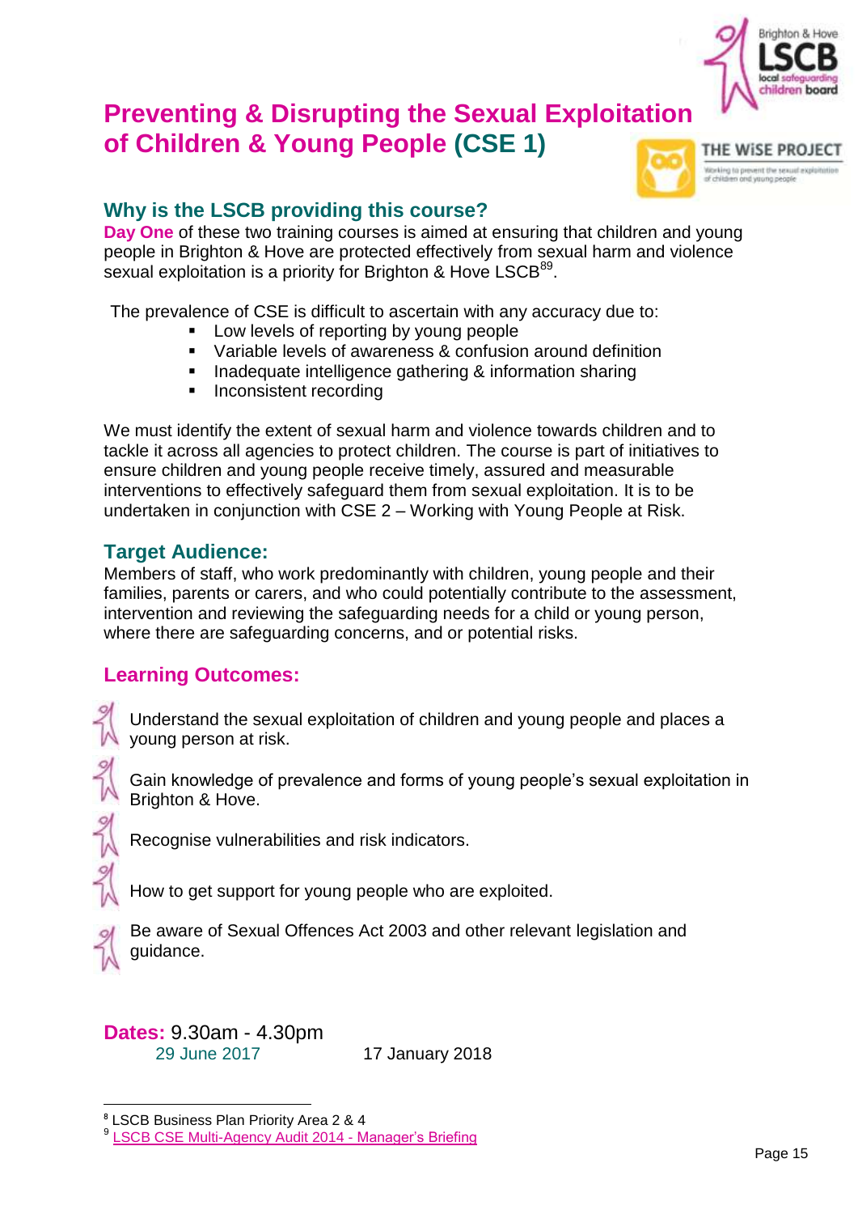# Preventing & Disrupting the Sexual Exploitation of Children & Young People (CSE 1)

## Why is the LSCB providing this course?

**Day One** of these two training courses is aimed at ensuring that children and young people in Brighton & Hove are protected effectively from sexual harm and violence sexual exploitation is a priority for Brighton & Hove LSCB[8][9].

The prevalence of CSE is difficult to ascertain with any accuracy due to:

- Low levels of reporting by young people
- Variable levels of awareness & confusion around definition
- Inadequate intelligence gathering & information sharing
- Inconsistent recording

We must identify the extent of sexual harm and violence towards children and to tackle it across all agencies to protect children. The course is part of initiatives to ensure children and young people receive timely, assured and measurable interventions to effectively safeguard them from sexual exploitation. It is to be undertaken in conjunction with CSE 2 – Working with Young People at Risk.

## Target Audience:

Members of staff, who work predominantly with children, young people and their families, parents or carers, and who could potentially contribute to the assessment, intervention and reviewing the safeguarding needs for a child or young person, where there are safeguarding concerns, and or potential risks.

## Learning Outcomes:

- Understand the sexual exploitation of children and young people and places a young person at risk.
- Gain knowledge of prevalence and forms of young people's sexual exploitation in Brighton & Hove.
- Recognise vulnerabilities and risk indicators.
- How to get support for young people who are exploited.
- Be aware of Sexual Offences Act 2003 and other relevant legislation and guidance.

**Dates:** 9.30am - 4.30pm

29 June 2017 | 17 January 2018

---

[8] LSCB Business Plan Priority Area 2 & 4

[9] LSCB CSE Multi-Agency Audit 2014 - Manager's Briefing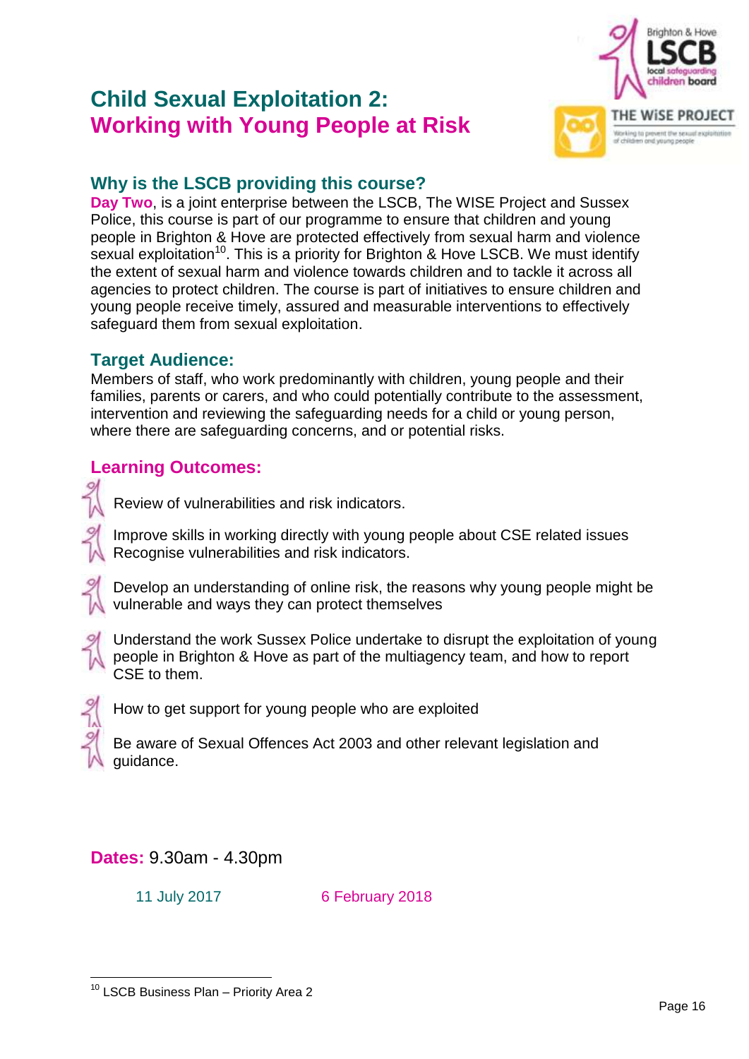# Child Sexual Exploitation 2: Working with Young People at Risk

## Why is the LSCB providing this course?

**Day Two**, is a joint enterprise between the LSCB, The WISE Project and Sussex Police, this course is part of our programme to ensure that children and young people in Brighton & Hove are protected effectively from sexual harm and violence sexual exploitation[10]. This is a priority for Brighton & Hove LSCB. We must identify the extent of sexual harm and violence towards children and to tackle it across all agencies to protect children. The course is part of initiatives to ensure children and young people receive timely, assured and measurable interventions to effectively safeguard them from sexual exploitation.

## Target Audience:

Members of staff, who work predominantly with children, young people and their families, parents or carers, and who could potentially contribute to the assessment, intervention and reviewing the safeguarding needs for a child or young person, where there are safeguarding concerns, and or potential risks.

## Learning Outcomes:

- Review of vulnerabilities and risk indicators.
- Improve skills in working directly with young people about CSE related issues Recognise vulnerabilities and risk indicators.
- Develop an understanding of online risk, the reasons why young people might be vulnerable and ways they can protect themselves
- Understand the work Sussex Police undertake to disrupt the exploitation of young people in Brighton & Hove as part of the multiagency team, and how to report CSE to them.
- How to get support for young people who are exploited
- Be aware of Sexual Offences Act 2003 and other relevant legislation and guidance.

**Dates:** 9.30am - 4.30pm

11 July 2017 6 February 2018

---

[10] LSCB Business Plan – Priority Area 2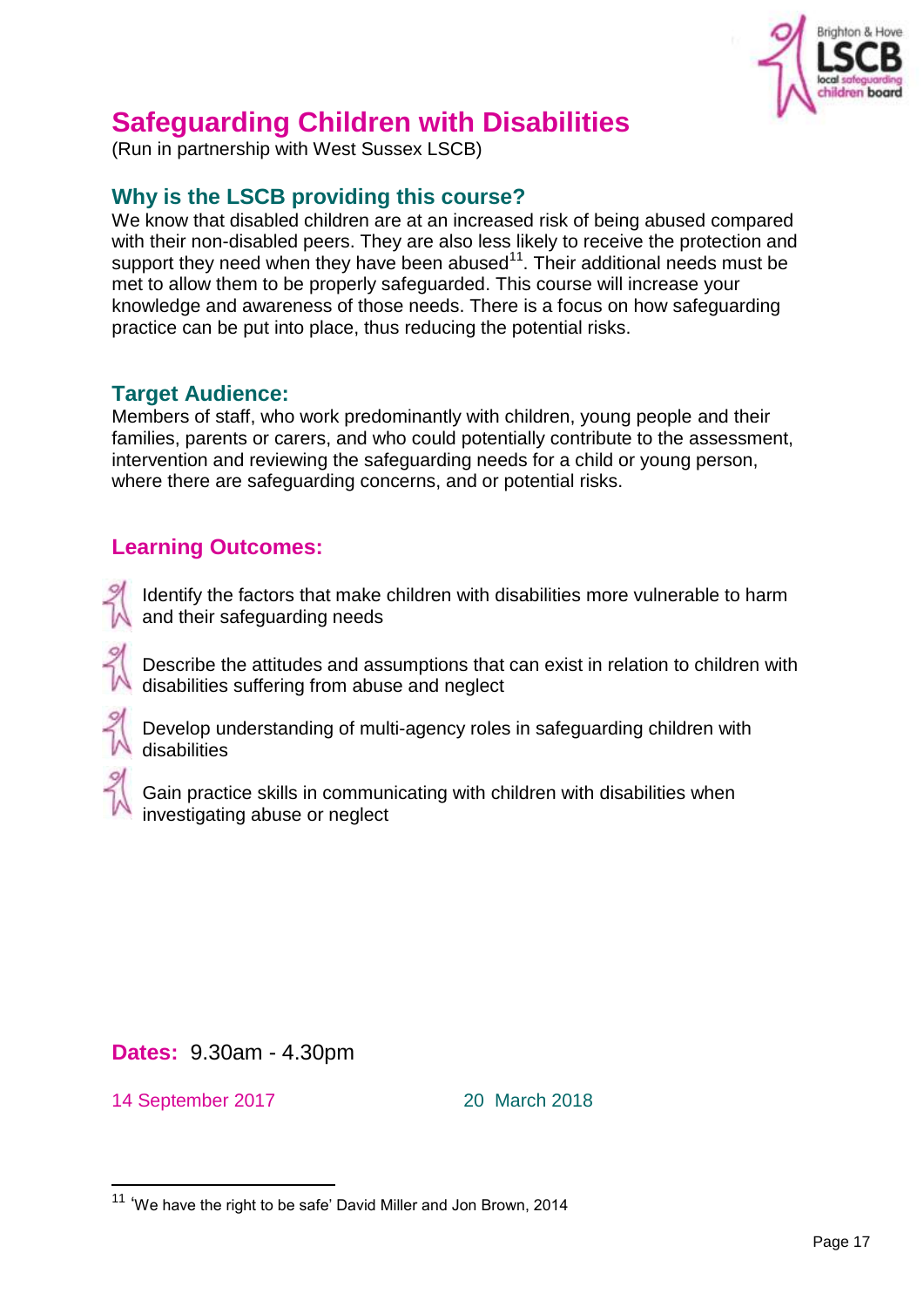# Safeguarding Children with Disabilities

(Run in partnership with West Sussex LSCB)

## Why is the LSCB providing this course?

We know that disabled children are at an increased risk of being abused compared with their non-disabled peers. They are also less likely to receive the protection and support they need when they have been abused[11]. Their additional needs must be met to allow them to be properly safeguarded. This course will increase your knowledge and awareness of those needs. There is a focus on how safeguarding practice can be put into place, thus reducing the potential risks.

## Target Audience:

Members of staff, who work predominantly with children, young people and their families, parents or carers, and who could potentially contribute to the assessment, intervention and reviewing the safeguarding needs for a child or young person, where there are safeguarding concerns, and or potential risks.

## Learning Outcomes:

- Identify the factors that make children with disabilities more vulnerable to harm and their safeguarding needs
- Describe the attitudes and assumptions that can exist in relation to children with disabilities suffering from abuse and neglect
- Develop understanding of multi-agency roles in safeguarding children with disabilities
- Gain practice skills in communicating with children with disabilities when investigating abuse or neglect

**Dates:** 9.30am - 4.30pm

14 September 2017

20 March 2018

---

[11] 'We have the right to be safe' David Miller and Jon Brown, 2014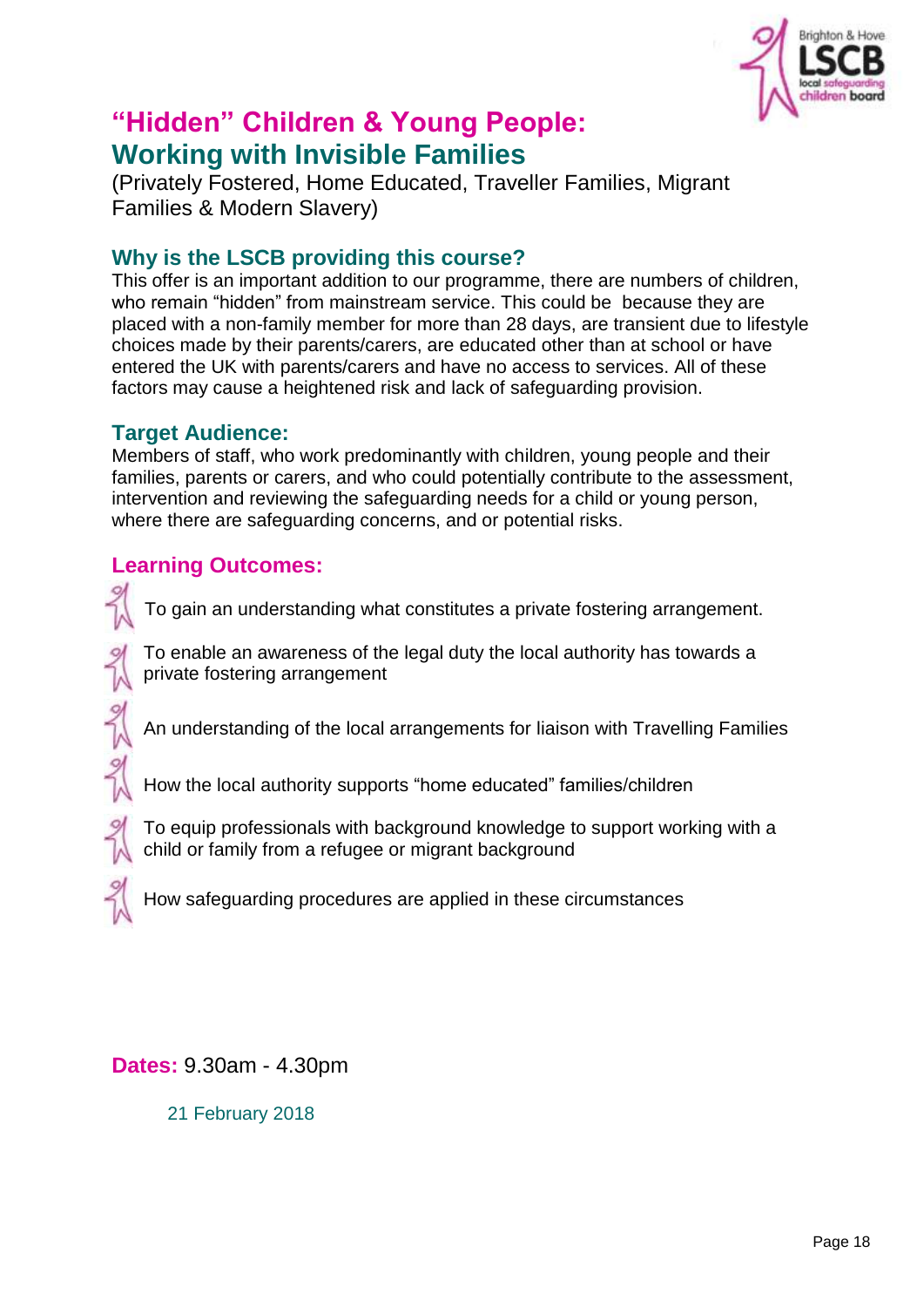# "Hidden" Children & Young People: Working with Invisible Families

(Privately Fostered, Home Educated, Traveller Families, Migrant Families & Modern Slavery)

## Why is the LSCB providing this course?

This offer is an important addition to our programme, there are numbers of children, who remain "hidden" from mainstream service. This could be because they are placed with a non-family member for more than 28 days, are transient due to lifestyle choices made by their parents/carers, are educated other than at school or have entered the UK with parents/carers and have no access to services. All of these factors may cause a heightened risk and lack of safeguarding provision.

## Target Audience:

Members of staff, who work predominantly with children, young people and their families, parents or carers, and who could potentially contribute to the assessment, intervention and reviewing the safeguarding needs for a child or young person, where there are safeguarding concerns, and or potential risks.

## Learning Outcomes:

- To gain an understanding what constitutes a private fostering arrangement.
- To enable an awareness of the legal duty the local authority has towards a private fostering arrangement
- An understanding of the local arrangements for liaison with Travelling Families
- How the local authority supports "home educated" families/children
- To equip professionals with background knowledge to support working with a child or family from a refugee or migrant background
- How safeguarding procedures are applied in these circumstances

**Dates:** 9.30am - 4.30pm

21 February 2018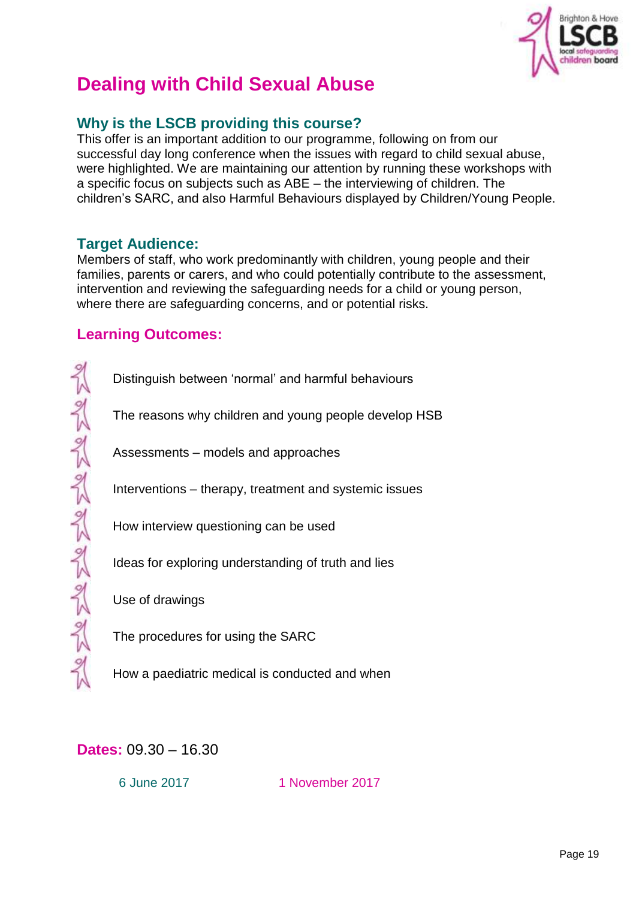# Dealing with Child Sexual Abuse

## Why is the LSCB providing this course?

This offer is an important addition to our programme, following on from our successful day long conference when the issues with regard to child sexual abuse, were highlighted. We are maintaining our attention by running these workshops with a specific focus on subjects such as ABE – the interviewing of children. The children's SARC, and also Harmful Behaviours displayed by Children/Young People.

## Target Audience:

Members of staff, who work predominantly with children, young people and their families, parents or carers, and who could potentially contribute to the assessment, intervention and reviewing the safeguarding needs for a child or young person, where there are safeguarding concerns, and or potential risks.

## Learning Outcomes:

- Distinguish between 'normal' and harmful behaviours
- The reasons why children and young people develop HSB
- Assessments – models and approaches
- Interventions – therapy, treatment and systemic issues
- How interview questioning can be used
- Ideas for exploring understanding of truth and lies
- Use of drawings
- The procedures for using the SARC
- How a paediatric medical is conducted and when

**Dates:** 09.30 – 16.30

6 June 2017

1 November 2017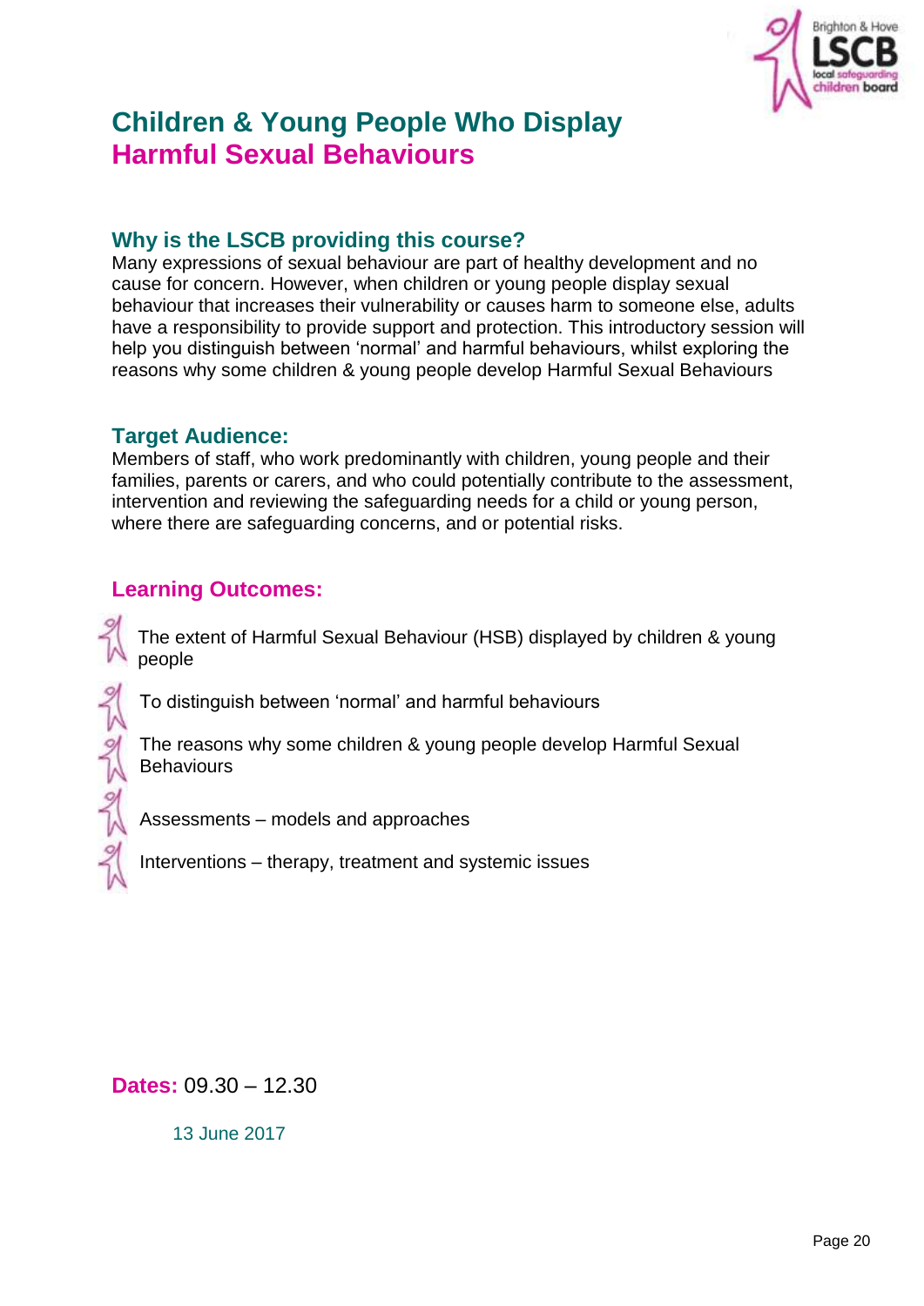# Children & Young People Who Display Harmful Sexual Behaviours

## Why is the LSCB providing this course?

Many expressions of sexual behaviour are part of healthy development and no cause for concern. However, when children or young people display sexual behaviour that increases their vulnerability or causes harm to someone else, adults have a responsibility to provide support and protection. This introductory session will help you distinguish between 'normal' and harmful behaviours, whilst exploring the reasons why some children & young people develop Harmful Sexual Behaviours

## Target Audience:

Members of staff, who work predominantly with children, young people and their families, parents or carers, and who could potentially contribute to the assessment, intervention and reviewing the safeguarding needs for a child or young person, where there are safeguarding concerns, and or potential risks.

## Learning Outcomes:

- The extent of Harmful Sexual Behaviour (HSB) displayed by children & young people
- To distinguish between 'normal' and harmful behaviours
- The reasons why some children & young people develop Harmful Sexual Behaviours
- Assessments – models and approaches
- Interventions – therapy, treatment and systemic issues

**Dates:** 09.30 – 12.30

13 June 2017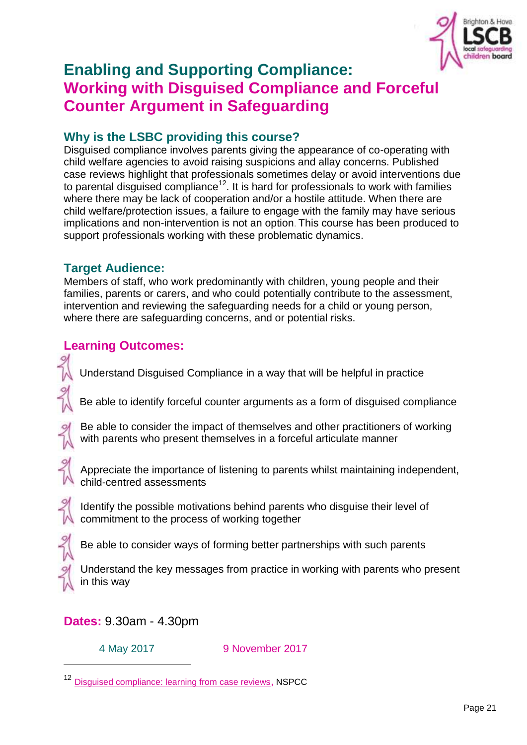# Enabling and Supporting Compliance: Working with Disguised Compliance and Forceful Counter Argument in Safeguarding

## Why is the LSBC providing this course?

Disguised compliance involves parents giving the appearance of co-operating with child welfare agencies to avoid raising suspicions and allay concerns. Published case reviews highlight that professionals sometimes delay or avoid interventions due to parental disguised compliance[12]. It is hard for professionals to work with families where there may be lack of cooperation and/or a hostile attitude. When there are child welfare/protection issues, a failure to engage with the family may have serious implications and non-intervention is not an option. This course has been produced to support professionals working with these problematic dynamics.

## Target Audience:

Members of staff, who work predominantly with children, young people and their families, parents or carers, and who could potentially contribute to the assessment, intervention and reviewing the safeguarding needs for a child or young person, where there are safeguarding concerns, and or potential risks.

## Learning Outcomes:

- Understand Disguised Compliance in a way that will be helpful in practice
- Be able to identify forceful counter arguments as a form of disguised compliance
- Be able to consider the impact of themselves and other practitioners of working with parents who present themselves in a forceful articulate manner
- Appreciate the importance of listening to parents whilst maintaining independent, child-centred assessments
- Identify the possible motivations behind parents who disguise their level of commitment to the process of working together
- Be able to consider ways of forming better partnerships with such parents
- Understand the key messages from practice in working with parents who present in this way

**Dates:** 9.30am - 4.30pm

4 May 2017 &nbsp;&nbsp;&nbsp;&nbsp; 9 November 2017

---

[12] Disguised compliance: learning from case reviews, NSPCC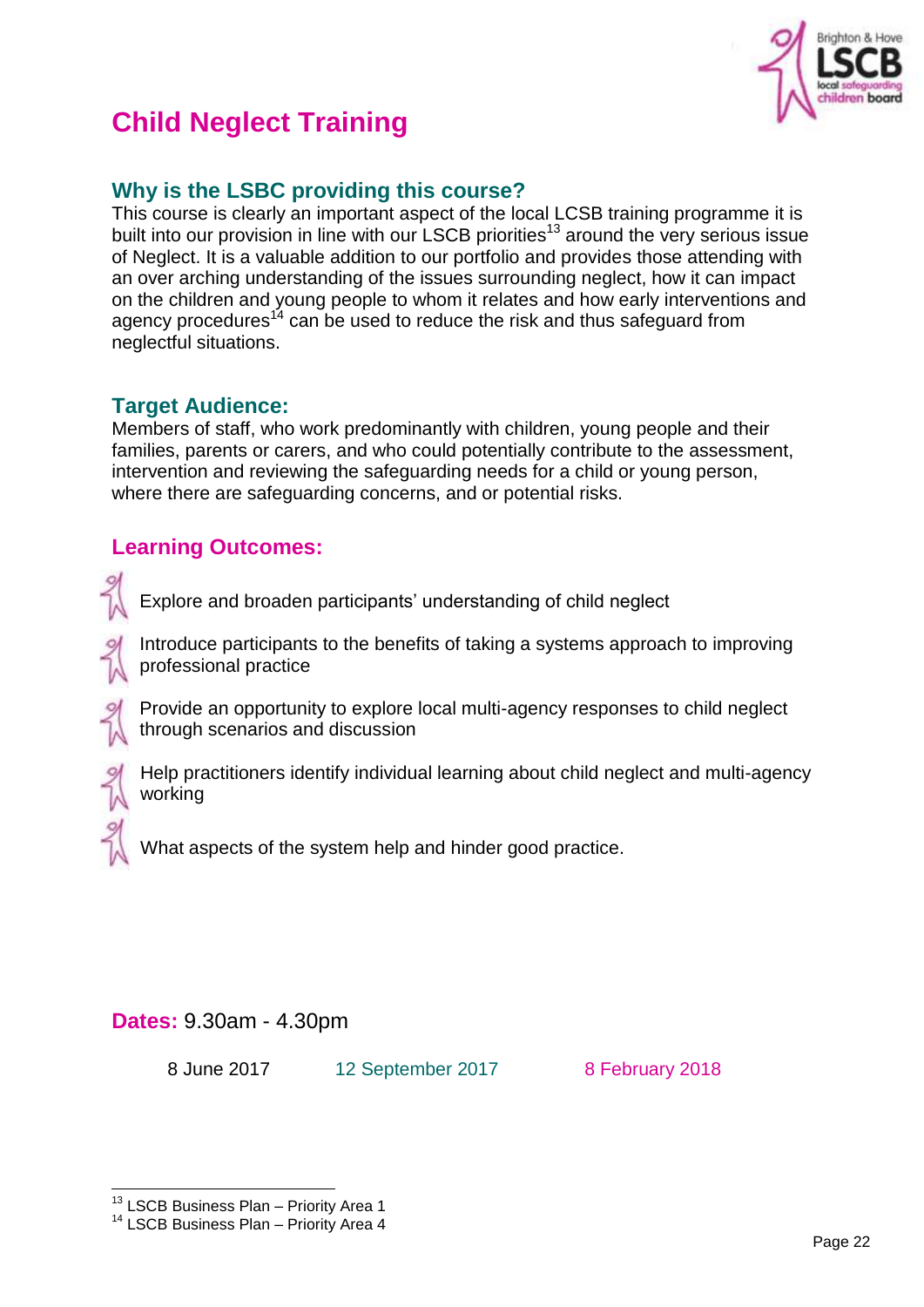# Child Neglect Training

## Why is the LSBC providing this course?

This course is clearly an important aspect of the local LCSB training programme it is built into our provision in line with our LSCB priorities[13] around the very serious issue of Neglect. It is a valuable addition to our portfolio and provides those attending with an over arching understanding of the issues surrounding neglect, how it can impact on the children and young people to whom it relates and how early interventions and agency procedures[14] can be used to reduce the risk and thus safeguard from neglectful situations.

## Target Audience:

Members of staff, who work predominantly with children, young people and their families, parents or carers, and who could potentially contribute to the assessment, intervention and reviewing the safeguarding needs for a child or young person, where there are safeguarding concerns, and or potential risks.

## Learning Outcomes:

- Explore and broaden participants' understanding of child neglect
- Introduce participants to the benefits of taking a systems approach to improving professional practice
- Provide an opportunity to explore local multi-agency responses to child neglect through scenarios and discussion
- Help practitioners identify individual learning about child neglect and multi-agency working
- What aspects of the system help and hinder good practice.

**Dates:** 9.30am - 4.30pm

8 June 2017 &nbsp;&nbsp;&nbsp; 12 September 2017 &nbsp;&nbsp;&nbsp; 8 February 2018

---

[13] LSCB Business Plan – Priority Area 1
[14] LSCB Business Plan – Priority Area 4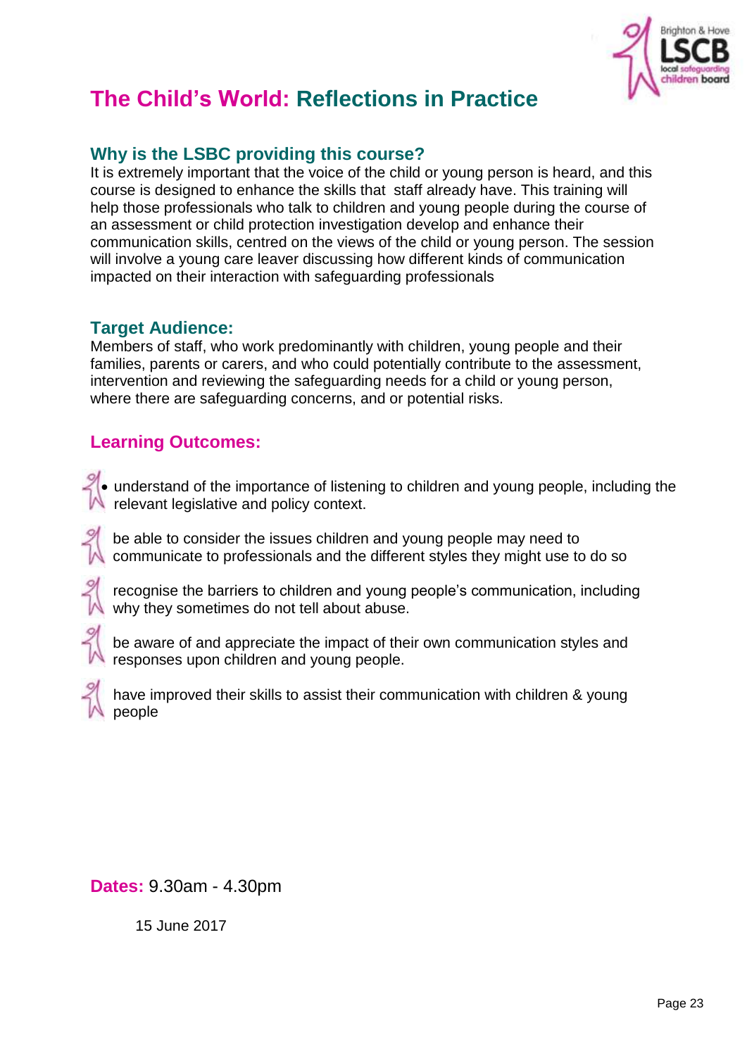# The Child's World: Reflections in Practice

## Why is the LSBC providing this course?

It is extremely important that the voice of the child or young person is heard, and this course is designed to enhance the skills that staff already have. This training will help those professionals who talk to children and young people during the course of an assessment or child protection investigation develop and enhance their communication skills, centred on the views of the child or young person. The session will involve a young care leaver discussing how different kinds of communication impacted on their interaction with safeguarding professionals

## Target Audience:

Members of staff, who work predominantly with children, young people and their families, parents or carers, and who could potentially contribute to the assessment, intervention and reviewing the safeguarding needs for a child or young person, where there are safeguarding concerns, and or potential risks.

## Learning Outcomes:

- understand of the importance of listening to children and young people, including the relevant legislative and policy context.
- be able to consider the issues children and young people may need to communicate to professionals and the different styles they might use to do so
- recognise the barriers to children and young people's communication, including why they sometimes do not tell about abuse.
- be aware of and appreciate the impact of their own communication styles and responses upon children and young people.
- have improved their skills to assist their communication with children & young people

**Dates:** 9.30am - 4.30pm

15 June 2017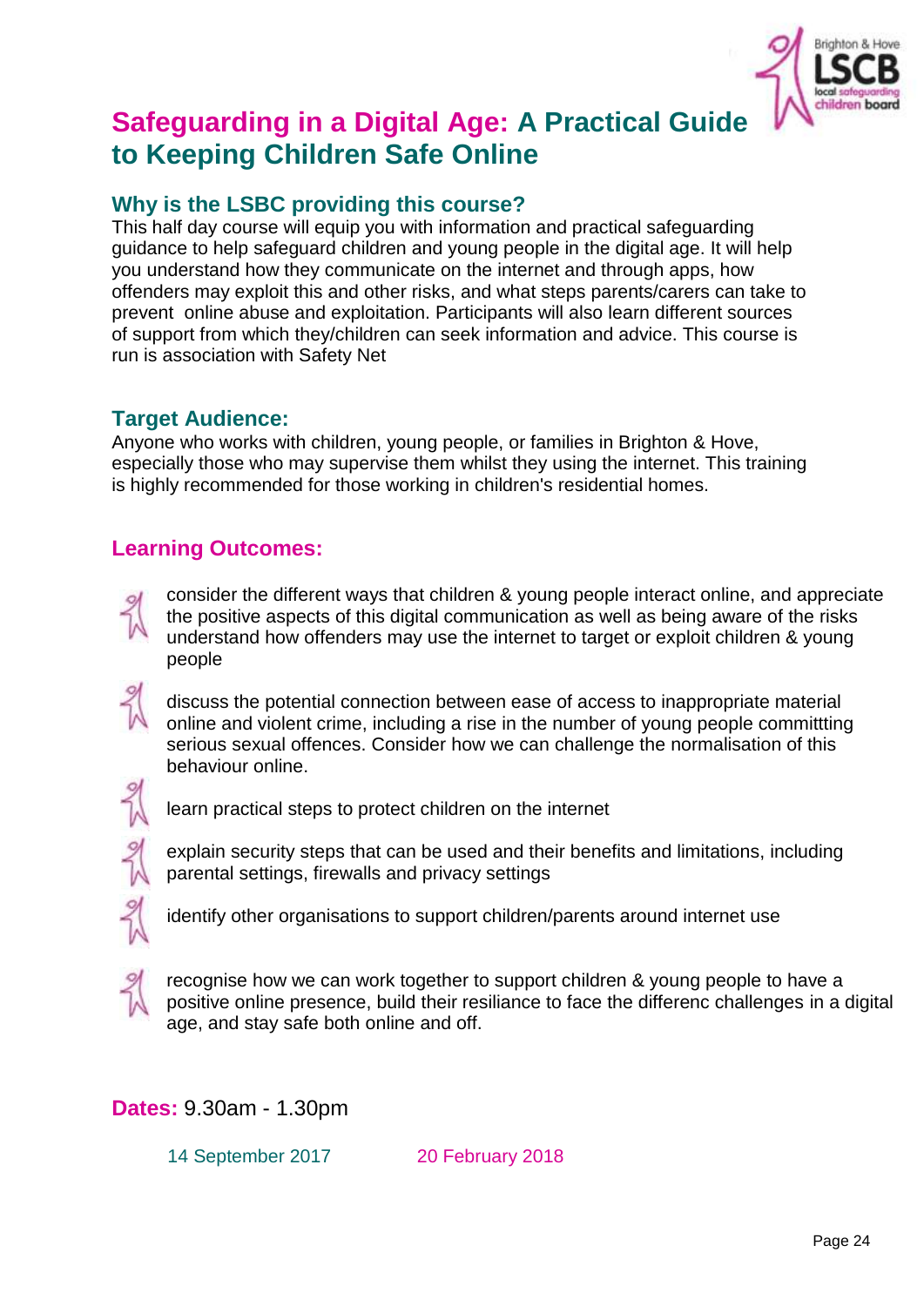# Safeguarding in a Digital Age: A Practical Guide to Keeping Children Safe Online

## Why is the LSBC providing this course?

This half day course will equip you with information and practical safeguarding guidance to help safeguard children and young people in the digital age. It will help you understand how they communicate on the internet and through apps, how offenders may exploit this and other risks, and what steps parents/carers can take to prevent online abuse and exploitation. Participants will also learn different sources of support from which they/children can seek information and advice. This course is run is association with Safety Net

## Target Audience:

Anyone who works with children, young people, or families in Brighton & Hove, especially those who may supervise them whilst they using the internet. This training is highly recommended for those working in children's residential homes.

## Learning Outcomes:

- consider the different ways that children & young people interact online, and appreciate the positive aspects of this digital communication as well as being aware of the risks understand how offenders may use the internet to target or exploit children & young people
- discuss the potential connection between ease of access to inappropriate material online and violent crime, including a rise in the number of young people committting serious sexual offences. Consider how we can challenge the normalisation of this behaviour online.
- learn practical steps to protect children on the internet
- explain security steps that can be used and their benefits and limitations, including parental settings, firewalls and privacy settings
- identify other organisations to support children/parents around internet use
- recognise how we can work together to support children & young people to have a positive online presence, build their resiliance to face the differenc challenges in a digital age, and stay safe both online and off.

**Dates:** 9.30am - 1.30pm

14 September 2017

20 February 2018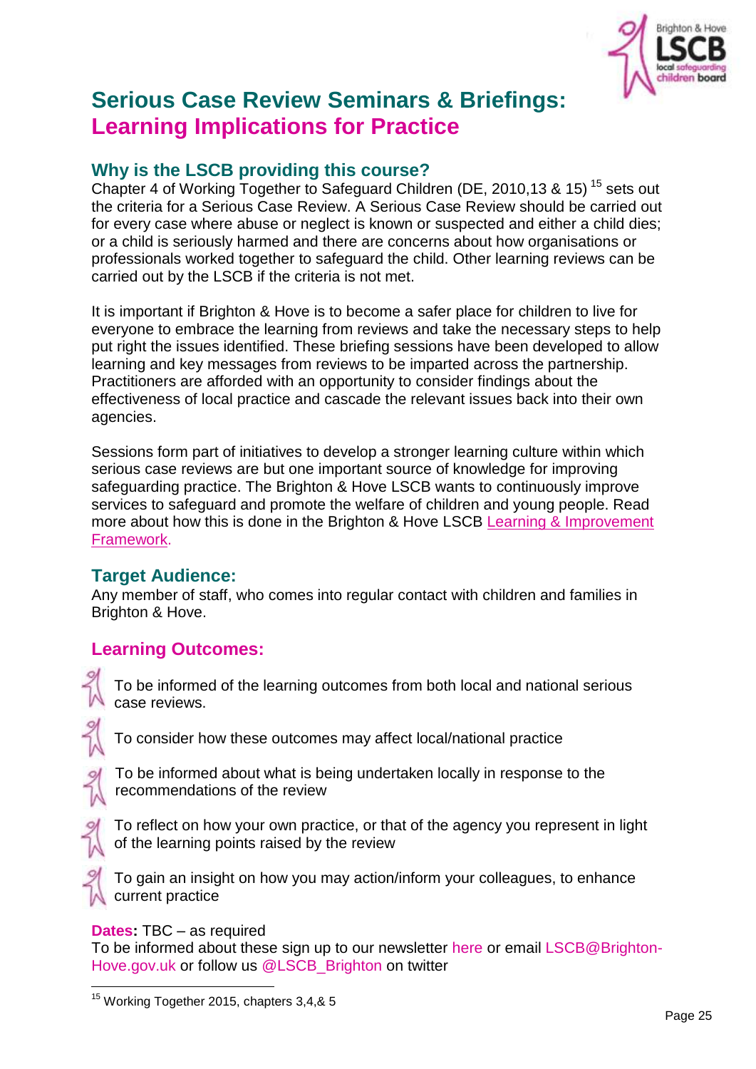# Serious Case Review Seminars & Briefings: Learning Implications for Practice

## Why is the LSCB providing this course?

Chapter 4 of Working Together to Safeguard Children (DE, 2010,13 & 15) [15] sets out the criteria for a Serious Case Review. A Serious Case Review should be carried out for every case where abuse or neglect is known or suspected and either a child dies; or a child is seriously harmed and there are concerns about how organisations or professionals worked together to safeguard the child. Other learning reviews can be carried out by the LSCB if the criteria is not met.

It is important if Brighton & Hove is to become a safer place for children to live for everyone to embrace the learning from reviews and take the necessary steps to help put right the issues identified. These briefing sessions have been developed to allow learning and key messages from reviews to be imparted across the partnership. Practitioners are afforded with an opportunity to consider findings about the effectiveness of local practice and cascade the relevant issues back into their own agencies.

Sessions form part of initiatives to develop a stronger learning culture within which serious case reviews are but one important source of knowledge for improving safeguarding practice. The Brighton & Hove LSCB wants to continuously improve services to safeguard and promote the welfare of children and young people. Read more about how this is done in the Brighton & Hove LSCB Learning & Improvement Framework.

## Target Audience:

Any member of staff, who comes into regular contact with children and families in Brighton & Hove.

## Learning Outcomes:

- To be informed of the learning outcomes from both local and national serious case reviews.
- To consider how these outcomes may affect local/national practice
- To be informed about what is being undertaken locally in response to the recommendations of the review
- To reflect on how your own practice, or that of the agency you represent in light of the learning points raised by the review
- To gain an insight on how you may action/inform your colleagues, to enhance current practice

**Dates:** TBC – as required

To be informed about these sign up to our newsletter here or email LSCB@Brighton-Hove.gov.uk or follow us @LSCB_Brighton on twitter

---

[15] Working Together 2015, chapters 3,4,& 5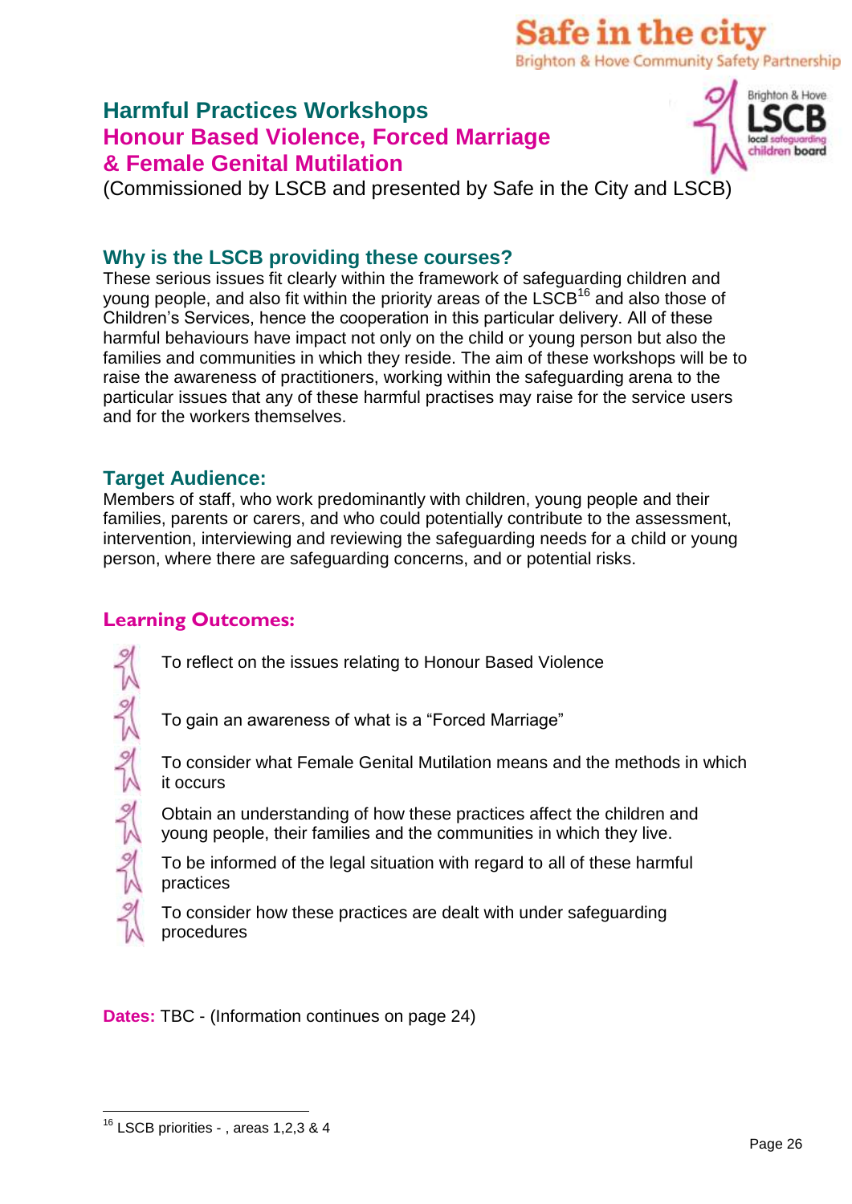# Harmful Practices Workshops
# Honour Based Violence, Forced Marriage & Female Genital Mutilation

(Commissioned by LSCB and presented by Safe in the City and LSCB)

## Why is the LSCB providing these courses?

These serious issues fit clearly within the framework of safeguarding children and young people, and also fit within the priority areas of the LSCB[16] and also those of Children's Services, hence the cooperation in this particular delivery. All of these harmful behaviours have impact not only on the child or young person but also the families and communities in which they reside. The aim of these workshops will be to raise the awareness of practitioners, working within the safeguarding arena to the particular issues that any of these harmful practises may raise for the service users and for the workers themselves.

## Target Audience:

Members of staff, who work predominantly with children, young people and their families, parents or carers, and who could potentially contribute to the assessment, intervention, interviewing and reviewing the safeguarding needs for a child or young person, where there are safeguarding concerns, and or potential risks.

## Learning Outcomes:

- To reflect on the issues relating to Honour Based Violence
- To gain an awareness of what is a "Forced Marriage"
- To consider what Female Genital Mutilation means and the methods in which it occurs
- Obtain an understanding of how these practices affect the children and young people, their families and the communities in which they live.
- To be informed of the legal situation with regard to all of these harmful practices
- To consider how these practices are dealt with under safeguarding procedures

**Dates:** TBC - (Information continues on page 24)

---

[16] LSCB priorities - , areas 1,2,3 & 4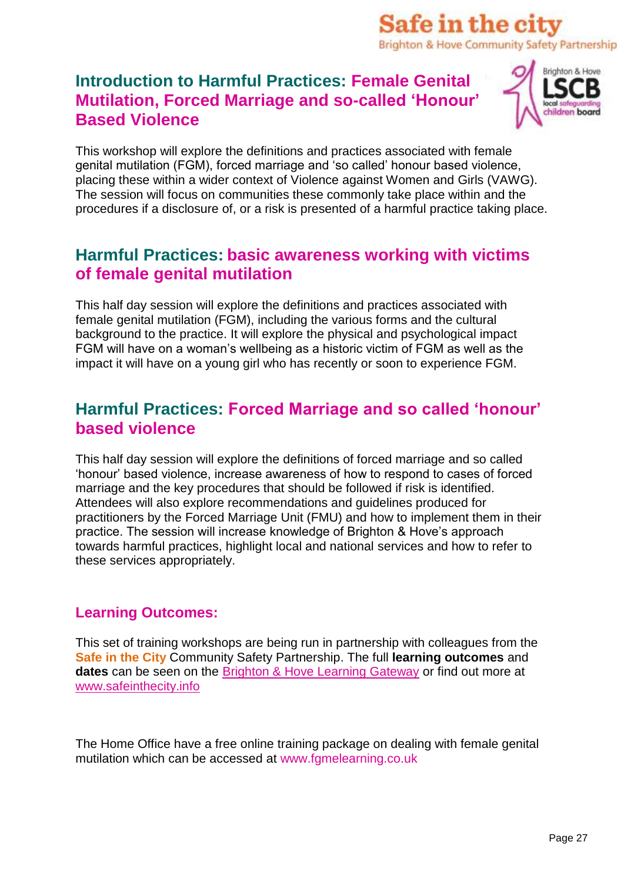## Introduction to Harmful Practices: Female Genital Mutilation, Forced Marriage and so-called 'Honour' Based Violence

This workshop will explore the definitions and practices associated with female genital mutilation (FGM), forced marriage and 'so called' honour based violence, placing these within a wider context of Violence against Women and Girls (VAWG). The session will focus on communities these commonly take place within and the procedures if a disclosure of, or a risk is presented of a harmful practice taking place.

## Harmful Practices: basic awareness working with victims of female genital mutilation

This half day session will explore the definitions and practices associated with female genital mutilation (FGM), including the various forms and the cultural background to the practice. It will explore the physical and psychological impact FGM will have on a woman's wellbeing as a historic victim of FGM as well as the impact it will have on a young girl who has recently or soon to experience FGM.

## Harmful Practices: Forced Marriage and so called 'honour' based violence

This half day session will explore the definitions of forced marriage and so called 'honour' based violence, increase awareness of how to respond to cases of forced marriage and the key procedures that should be followed if risk is identified. Attendees will also explore recommendations and guidelines produced for practitioners by the Forced Marriage Unit (FMU) and how to implement them in their practice. The session will increase knowledge of Brighton & Hove's approach towards harmful practices, highlight local and national services and how to refer to these services appropriately.

### Learning Outcomes:

This set of training workshops are being run in partnership with colleagues from the **Safe in the City** Community Safety Partnership. The full **learning outcomes** and **dates** can be seen on the Brighton & Hove Learning Gateway or find out more at www.safeinthecity.info

The Home Office have a free online training package on dealing with female genital mutilation which can be accessed at www.fgmelearning.co.uk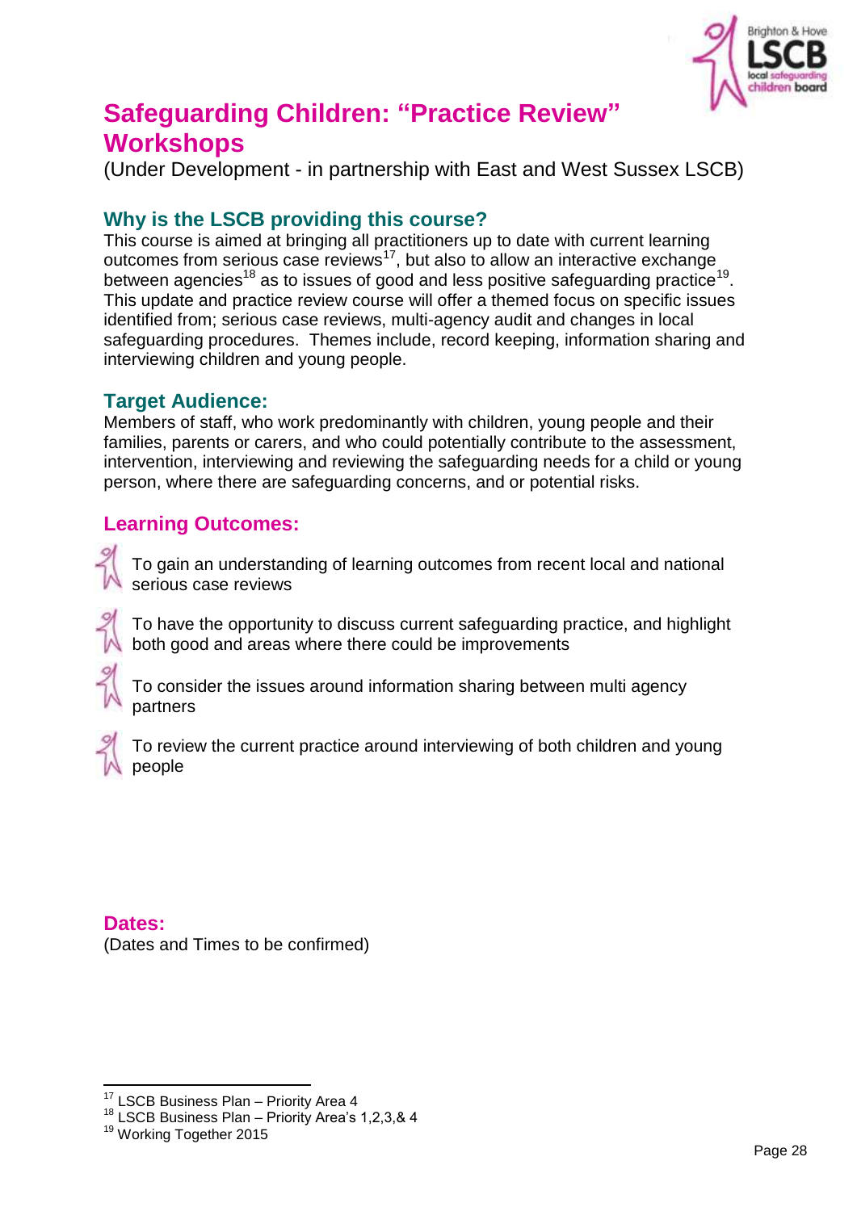# Safeguarding Children: "Practice Review" Workshops

(Under Development - in partnership with East and West Sussex LSCB)

## Why is the LSCB providing this course?

This course is aimed at bringing all practitioners up to date with current learning outcomes from serious case reviews[17], but also to allow an interactive exchange between agencies[18] as to issues of good and less positive safeguarding practice[19]. This update and practice review course will offer a themed focus on specific issues identified from; serious case reviews, multi-agency audit and changes in local safeguarding procedures. Themes include, record keeping, information sharing and interviewing children and young people.

## Target Audience:

Members of staff, who work predominantly with children, young people and their families, parents or carers, and who could potentially contribute to the assessment, intervention, interviewing and reviewing the safeguarding needs for a child or young person, where there are safeguarding concerns, and or potential risks.

## Learning Outcomes:

- To gain an understanding of learning outcomes from recent local and national serious case reviews
- To have the opportunity to discuss current safeguarding practice, and highlight both good and areas where there could be improvements
- To consider the issues around information sharing between multi agency partners
- To review the current practice around interviewing of both children and young people

## Dates:

(Dates and Times to be confirmed)

---

[17] LSCB Business Plan – Priority Area 4
[18] LSCB Business Plan – Priority Area's 1,2,3,& 4
[19] Working Together 2015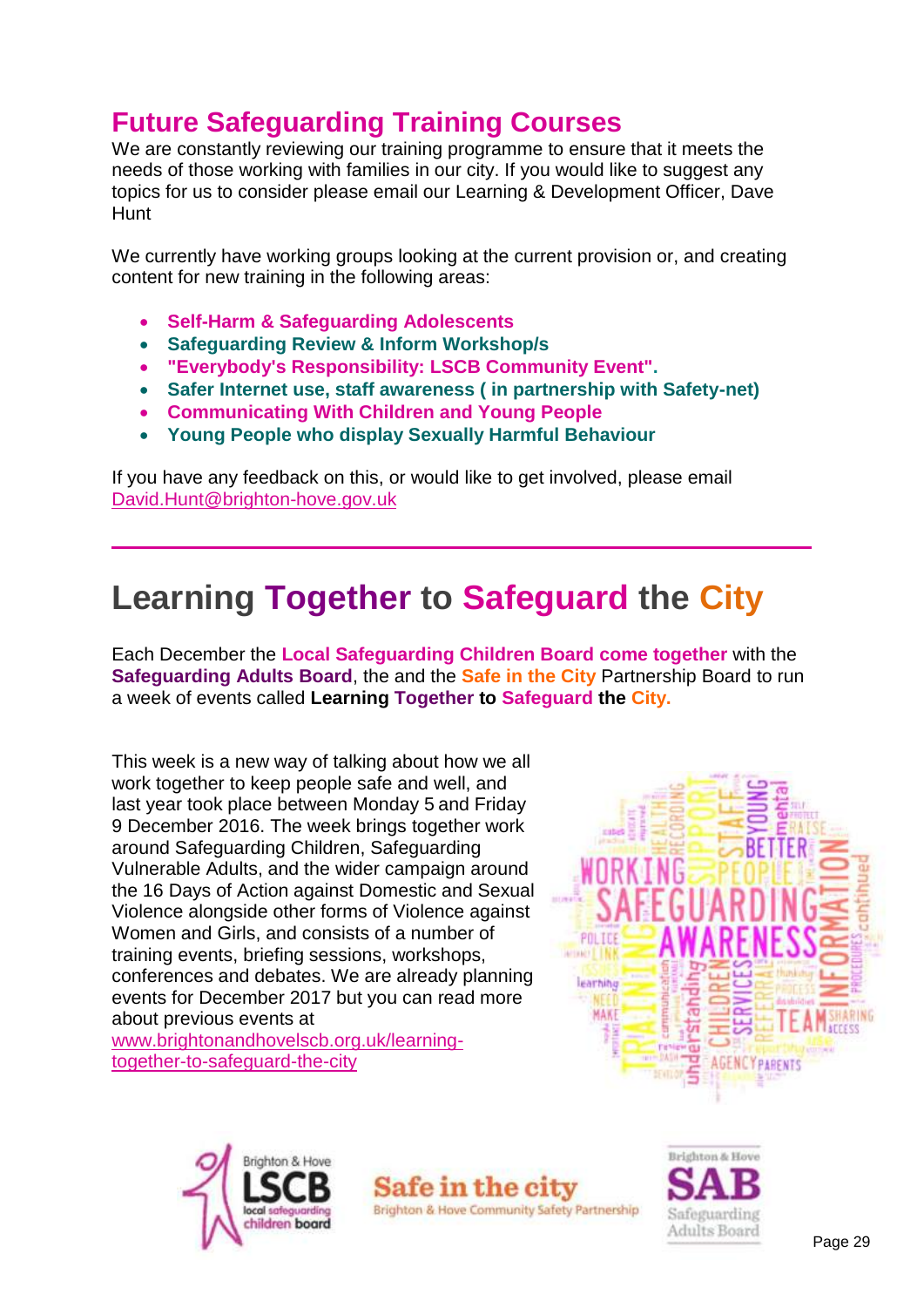## Future Safeguarding Training Courses

We are constantly reviewing our training programme to ensure that it meets the needs of those working with families in our city. If you would like to suggest any topics for us to consider please email our Learning & Development Officer, Dave Hunt

We currently have working groups looking at the current provision or, and creating content for new training in the following areas:

- **Self-Harm & Safeguarding Adolescents**
- **Safeguarding Review & Inform Workshop/s**
- **"Everybody's Responsibility: LSCB Community Event".**
- **Safer Internet use, staff awareness ( in partnership with Safety-net)**
- **Communicating With Children and Young People**
- **Young People who display Sexually Harmful Behaviour**

If you have any feedback on this, or would like to get involved, please email David.Hunt@brighton-hove.gov.uk

---

# Learning Together to Safeguard the City

Each December the **Local Safeguarding Children Board come together** with the **Safeguarding Adults Board**, the and the **Safe in the City** Partnership Board to run a week of events called **Learning Together to Safeguard the City.**

This week is a new way of talking about how we all work together to keep people safe and well, and last year took place between Monday 5 and Friday 9 December 2016. The week brings together work around Safeguarding Children, Safeguarding Vulnerable Adults, and the wider campaign around the 16 Days of Action against Domestic and Sexual Violence alongside other forms of Violence against Women and Girls, and consists of a number of training events, briefing sessions, workshops, conferences and debates. We are already planning events for December 2017 but you can read more about previous events at www.brightonandhovelscb.org.uk/learning-together-to-safeguard-the-city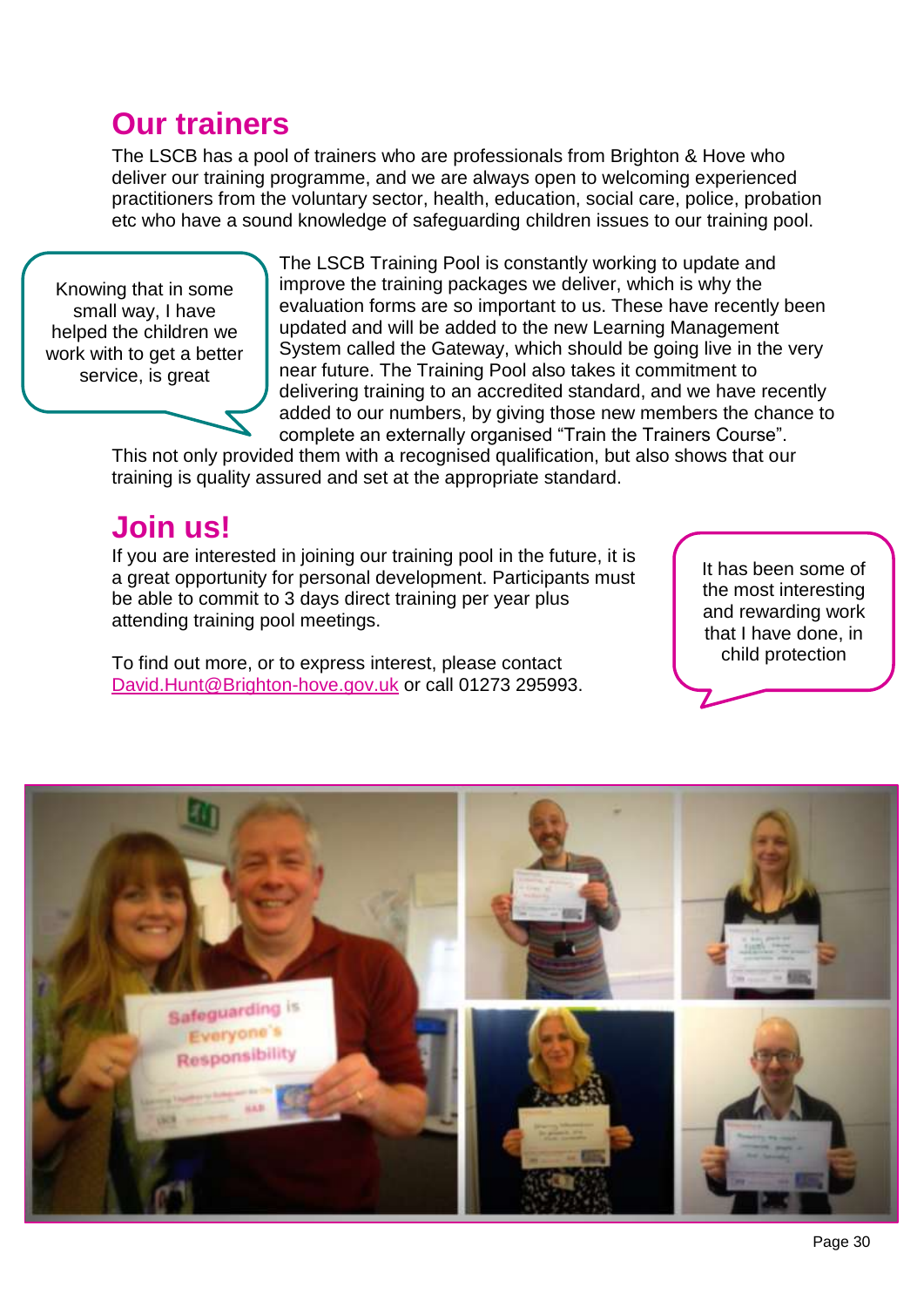## Our trainers

The LSCB has a pool of trainers who are professionals from Brighton & Hove who deliver our training programme, and we are always open to welcoming experienced practitioners from the voluntary sector, health, education, social care, police, probation etc who have a sound knowledge of safeguarding children issues to our training pool.

> Knowing that in some small way, I have helped the children we work with to get a better service, is great

The LSCB Training Pool is constantly working to update and improve the training packages we deliver, which is why the evaluation forms are so important to us. These have recently been updated and will be added to the new Learning Management System called the Gateway, which should be going live in the very near future. The Training Pool also takes it commitment to delivering training to an accredited standard, and we have recently added to our numbers, by giving those new members the chance to complete an externally organised "Train the Trainers Course". This not only provided them with a recognised qualification, but also shows that our training is quality assured and set at the appropriate standard.

## Join us!

If you are interested in joining our training pool in the future, it is a great opportunity for personal development. Participants must be able to commit to 3 days direct training per year plus attending training pool meetings.

To find out more, or to express interest, please contact David.Hunt@Brighton-hove.gov.uk or call 01273 295993.

> It has been some of the most interesting and rewarding work that I have done, in child protection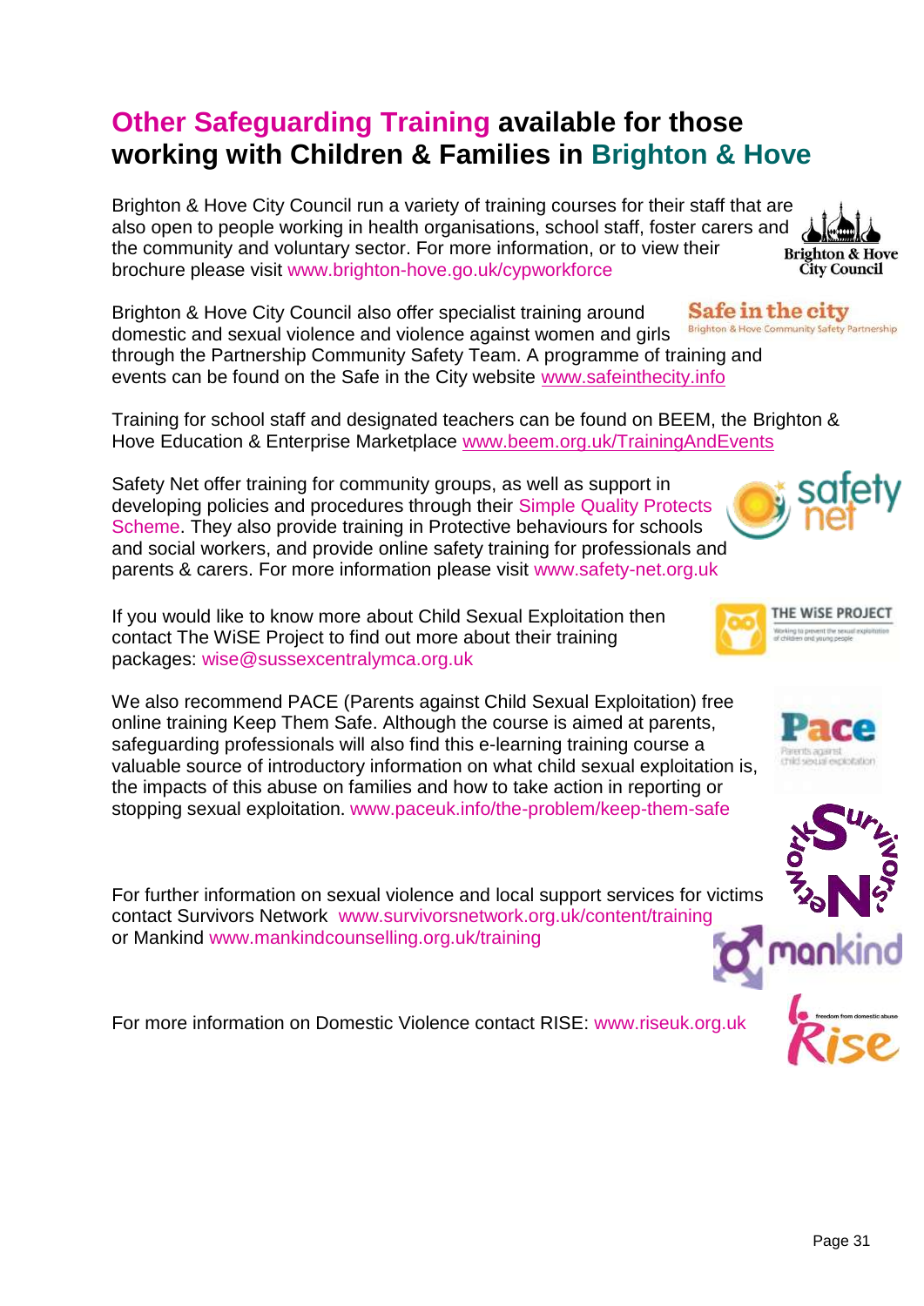# Other Safeguarding Training available for those working with Children & Families in Brighton & Hove

Brighton & Hove City Council run a variety of training courses for their staff that are also open to people working in health organisations, school staff, foster carers and the community and voluntary sector. For more information, or to view their brochure please visit www.brighton-hove.go.uk/cypworkforce

Brighton & Hove City Council also offer specialist training around domestic and sexual violence and violence against women and girls through the Partnership Community Safety Team. A programme of training and events can be found on the Safe in the City website www.safeinthecity.info

Training for school staff and designated teachers can be found on BEEM, the Brighton & Hove Education & Enterprise Marketplace www.beem.org.uk/TrainingAndEvents

Safety Net offer training for community groups, as well as support in developing policies and procedures through their Simple Quality Protects Scheme. They also provide training in Protective behaviours for schools and social workers, and provide online safety training for professionals and parents & carers. For more information please visit www.safety-net.org.uk

If you would like to know more about Child Sexual Exploitation then contact The WiSE Project to find out more about their training packages: wise@sussexcentralymca.org.uk

We also recommend PACE (Parents against Child Sexual Exploitation) free online training Keep Them Safe. Although the course is aimed at parents, safeguarding professionals will also find this e-learning training course a valuable source of introductory information on what child sexual exploitation is, the impacts of this abuse on families and how to take action in reporting or stopping sexual exploitation. www.paceuk.info/the-problem/keep-them-safe

For further information on sexual violence and local support services for victims contact Survivors Network www.survivorsnetwork.org.uk/content/training or Mankind www.mankindcounselling.org.uk/training

For more information on Domestic Violence contact RISE: www.riseuk.org.uk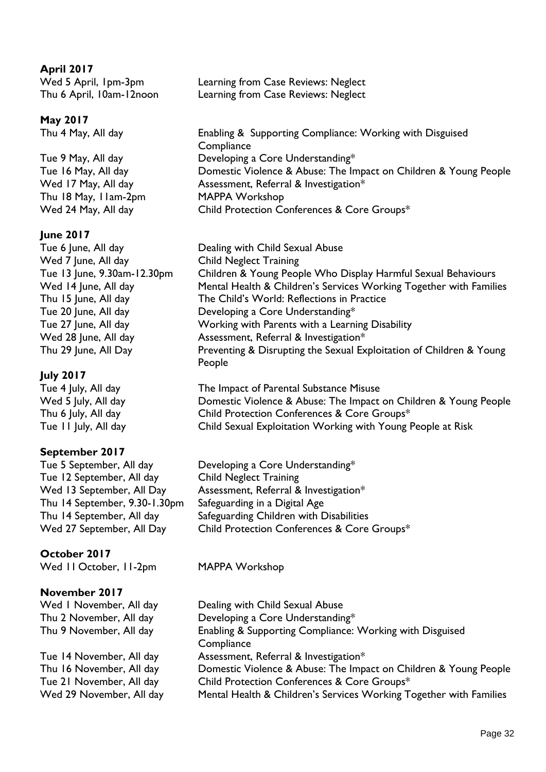**April 2017**

| | |
|---|---|
| Wed 5 April, 1pm-3pm | Learning from Case Reviews: Neglect |
| Thu 6 April, 10am-12noon | Learning from Case Reviews: Neglect |

**May 2017**

| | |
|---|---|
| Thu 4 May, All day | Enabling & Supporting Compliance: Working with Disguised Compliance |
| Tue 9 May, All day | Developing a Core Understanding* |
| Tue 16 May, All day | Domestic Violence & Abuse: The Impact on Children & Young People |
| Wed 17 May, All day | Assessment, Referral & Investigation* |
| Thu 18 May, 11am-2pm | MAPPA Workshop |
| Wed 24 May, All day | Child Protection Conferences & Core Groups* |

**June 2017**

| | |
|---|---|
| Tue 6 June, All day | Dealing with Child Sexual Abuse |
| Wed 7 June, All day | Child Neglect Training |
| Tue 13 June, 9.30am-12.30pm | Children & Young People Who Display Harmful Sexual Behaviours |
| Wed 14 June, All day | Mental Health & Children's Services Working Together with Families |
| Thu 15 June, All day | The Child's World: Reflections in Practice |
| Tue 20 June, All day | Developing a Core Understanding* |
| Tue 27 June, All day | Working with Parents with a Learning Disability |
| Wed 28 June, All day | Assessment, Referral & Investigation* |
| Thu 29 June, All Day | Preventing & Disrupting the Sexual Exploitation of Children & Young People |

**July 2017**

| | |
|---|---|
| Tue 4 July, All day | The Impact of Parental Substance Misuse |
| Wed 5 July, All day | Domestic Violence & Abuse: The Impact on Children & Young People |
| Thu 6 July, All day | Child Protection Conferences & Core Groups* |
| Tue 11 July, All day | Child Sexual Exploitation Working with Young People at Risk |

**September 2017**

| | |
|---|---|
| Tue 5 September, All day | Developing a Core Understanding* |
| Tue 12 September, All day | Child Neglect Training |
| Wed 13 September, All Day | Assessment, Referral & Investigation* |
| Thu 14 September, 9.30-1.30pm | Safeguarding in a Digital Age |
| Thu 14 September, All day | Safeguarding Children with Disabilities |
| Wed 27 September, All Day | Child Protection Conferences & Core Groups* |

**October 2017**

| | |
|---|---|
| Wed 11 October, 11-2pm | MAPPA Workshop |

**November 2017**

| | |
|---|---|
| Wed 1 November, All day | Dealing with Child Sexual Abuse |
| Thu 2 November, All day | Developing a Core Understanding* |
| Thu 9 November, All day | Enabling & Supporting Compliance: Working with Disguised Compliance |
| Tue 14 November, All day | Assessment, Referral & Investigation* |
| Thu 16 November, All day | Domestic Violence & Abuse: The Impact on Children & Young People |
| Tue 21 November, All day | Child Protection Conferences & Core Groups* |
| Wed 29 November, All day | Mental Health & Children's Services Working Together with Families |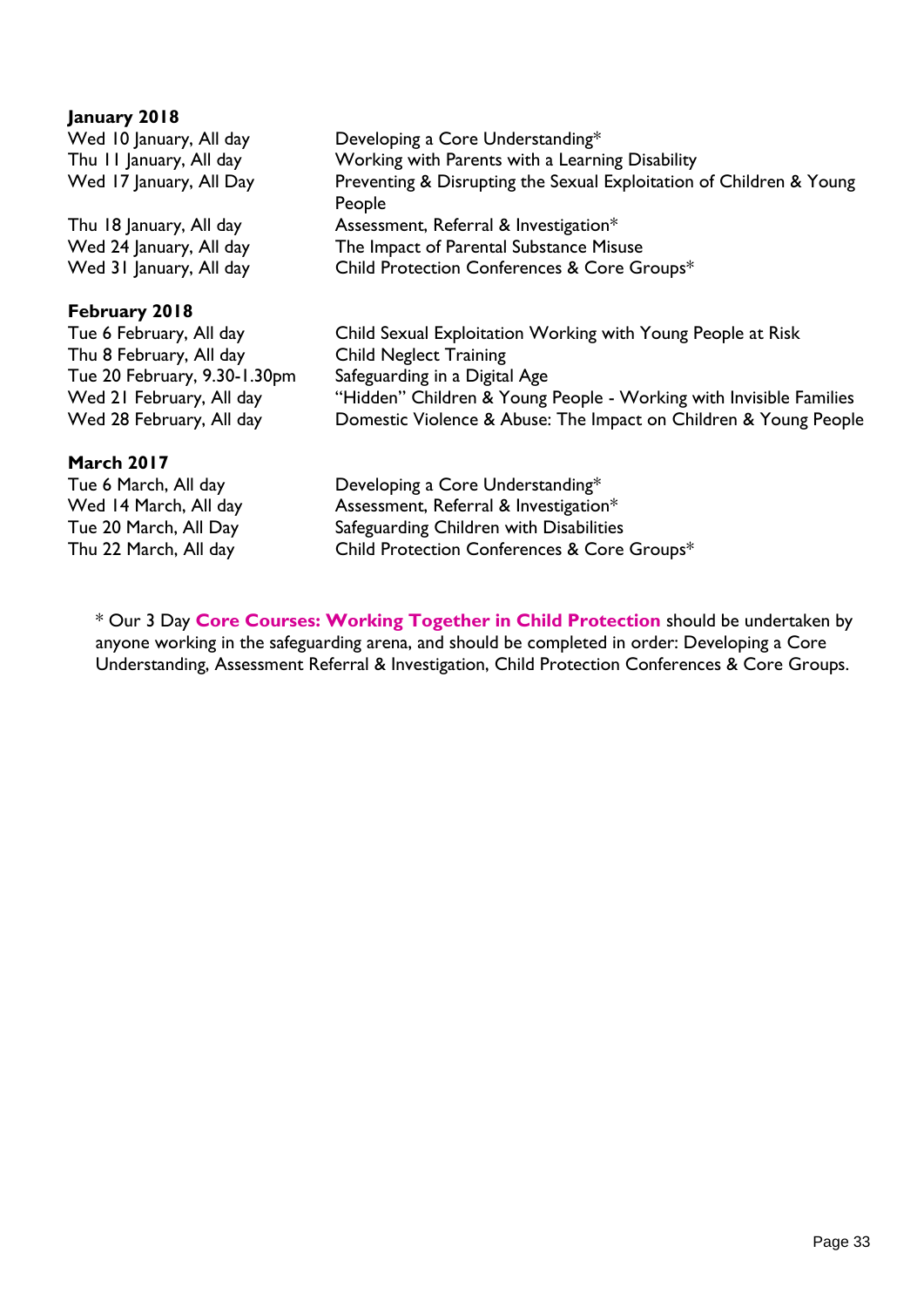**January 2018**

| | |
|---|---|
| Wed 10 January, All day | Developing a Core Understanding* |
| Thu 11 January, All day | Working with Parents with a Learning Disability |
| Wed 17 January, All Day | Preventing & Disrupting the Sexual Exploitation of Children & Young People |
| Thu 18 January, All day | Assessment, Referral & Investigation* |
| Wed 24 January, All day | The Impact of Parental Substance Misuse |
| Wed 31 January, All day | Child Protection Conferences & Core Groups* |

**February 2018**

| | |
|---|---|
| Tue 6 February, All day | Child Sexual Exploitation Working with Young People at Risk |
| Thu 8 February, All day | Child Neglect Training |
| Tue 20 February, 9.30-1.30pm | Safeguarding in a Digital Age |
| Wed 21 February, All day | "Hidden" Children & Young People - Working with Invisible Families |
| Wed 28 February, All day | Domestic Violence & Abuse: The Impact on Children & Young People |

**March 2017**

| | |
|---|---|
| Tue 6 March, All day | Developing a Core Understanding* |
| Wed 14 March, All day | Assessment, Referral & Investigation* |
| Tue 20 March, All Day | Safeguarding Children with Disabilities |
| Thu 22 March, All day | Child Protection Conferences & Core Groups* |

* Our 3 Day **Core Courses: Working Together in Child Protection** should be undertaken by anyone working in the safeguarding arena, and should be completed in order: Developing a Core Understanding, Assessment Referral & Investigation, Child Protection Conferences & Core Groups.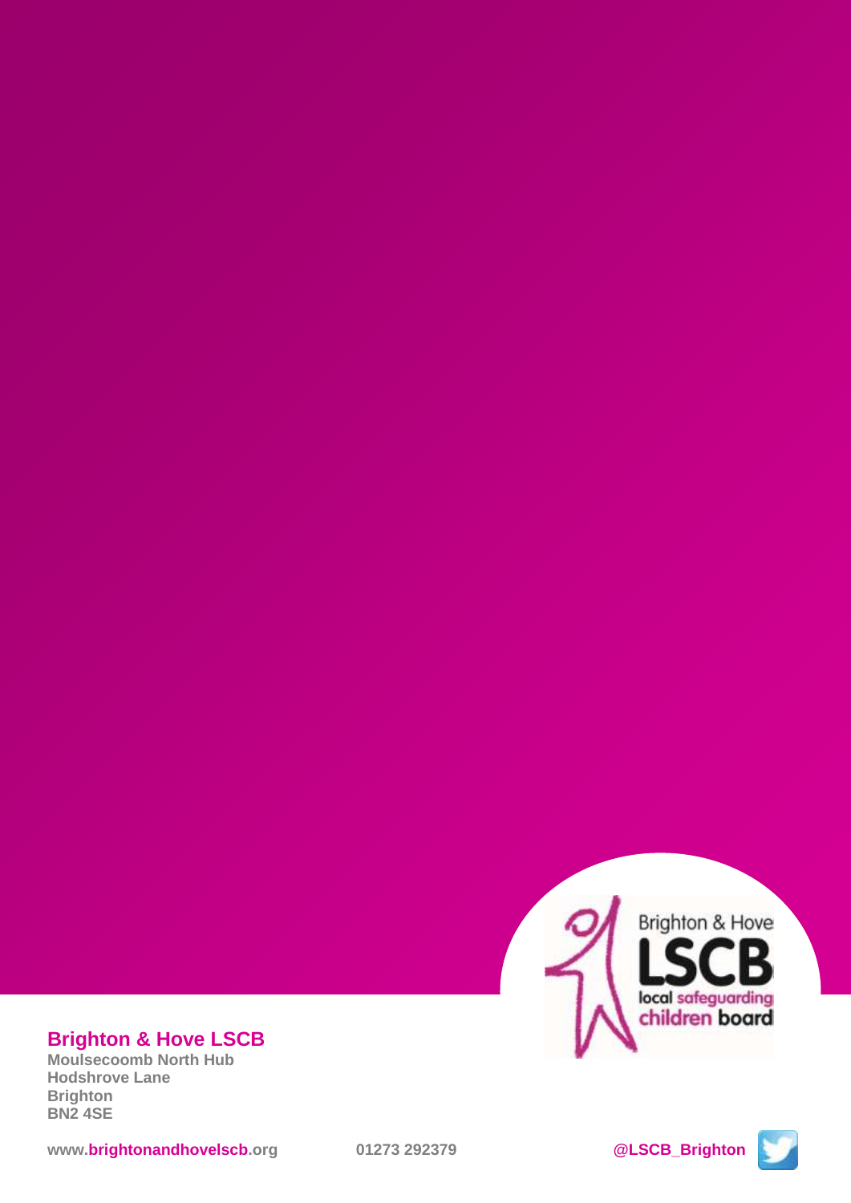**Brighton & Hove LSCB**
Moulsecoomb North Hub
Hodshrove Lane
Brighton
BN2 4SE

www.brightonandhovelscb.org 01273 292379 @LSCB_Brighton